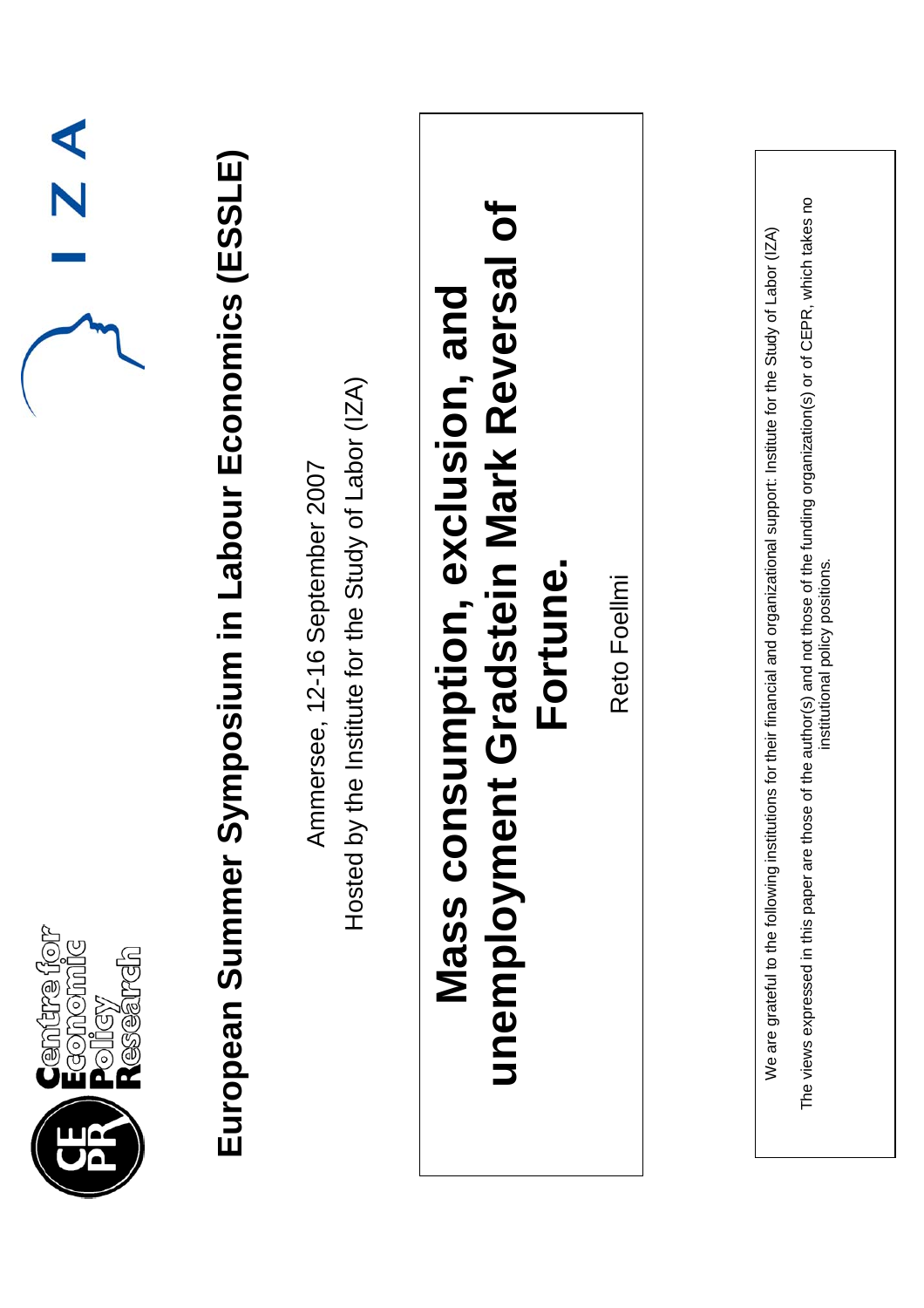Centre for Economic Policy Research

# European Summer Symposium in Labour Economics (ESSLE)

Ammersee, 12-16 September 2007

Hosted by the Institute for the Study of Labor (IZA)

# Mass consumption, exclusion, and unemployment Gradstein Mark Reversal of Fortune.

Reto Foellmi

We are grateful to the following institutions for their financial and organizational support: Institute for the Study of Labor (IZA)

The views expressed in this paper are those of the author(s) and not those of the funding organization(s) or of CEPR, which takes no institutional policy positions.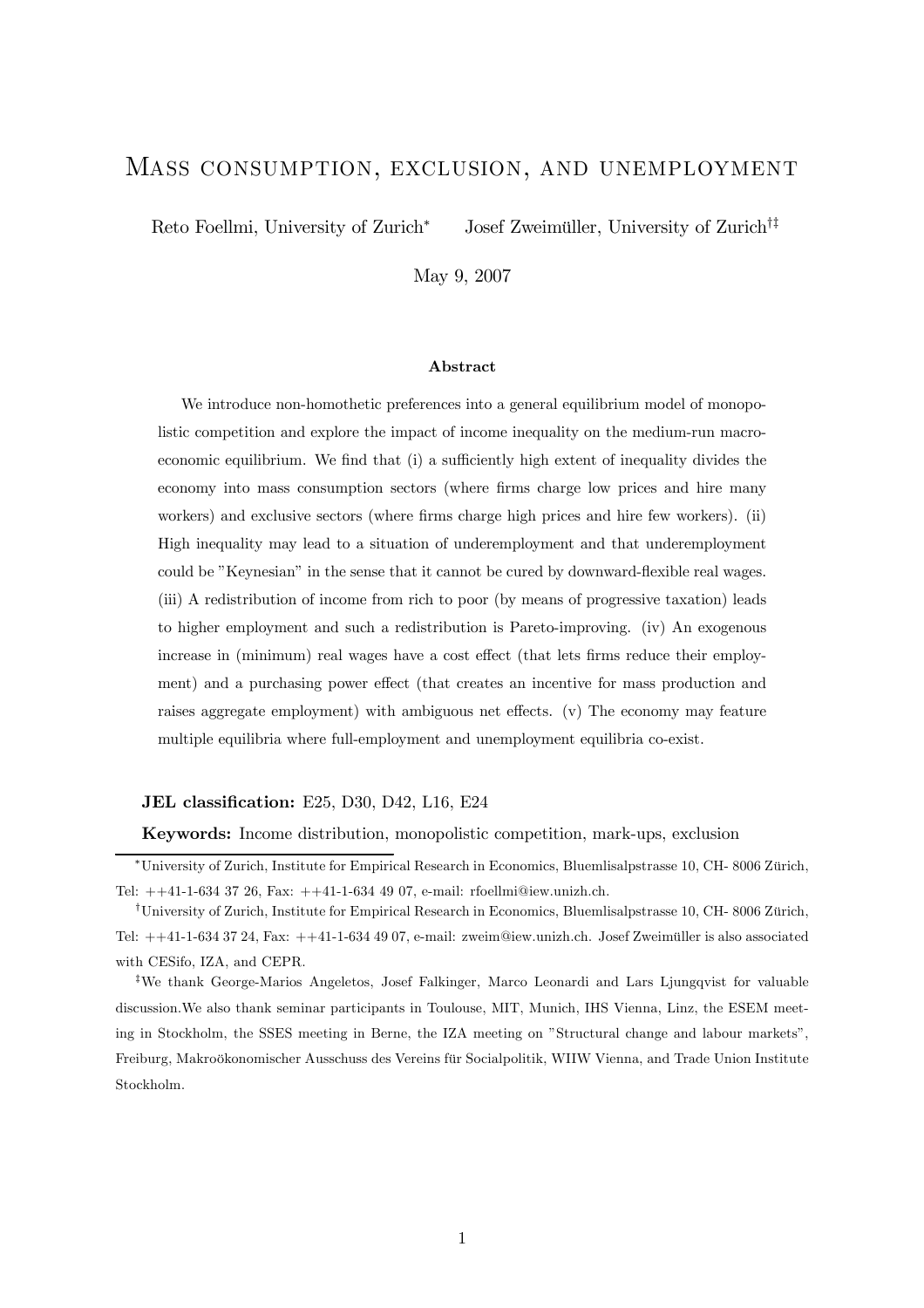# Mass consumption, exclusion, and unemployment

Reto Foellmi, University of Zurich* Josef Zweimüller, University of Zurich†‡

May 9, 2007

**Abstract**

We introduce non-homothetic preferences into a general equilibrium model of monopolistic competition and explore the impact of income inequality on the medium-run macroeconomic equilibrium. We find that (i) a sufficiently high extent of inequality divides the economy into mass consumption sectors (where firms charge low prices and hire many workers) and exclusive sectors (where firms charge high prices and hire few workers). (ii) High inequality may lead to a situation of underemployment and that underemployment could be "Keynesian" in the sense that it cannot be cured by downward-flexible real wages. (iii) A redistribution of income from rich to poor (by means of progressive taxation) leads to higher employment and such a redistribution is Pareto-improving. (iv) An exogenous increase in (minimum) real wages have a cost effect (that lets firms reduce their employment) and a purchasing power effect (that creates an incentive for mass production and raises aggregate employment) with ambiguous net effects. (v) The economy may feature multiple equilibria where full-employment and unemployment equilibria co-exist.

**JEL classification:** E25, D30, D42, L16, E24

**Keywords:** Income distribution, monopolistic competition, mark-ups, exclusion

---

*University of Zurich, Institute for Empirical Research in Economics, Bluemlisalpstrasse 10, CH- 8006 Zürich, Tel: ++41-1-634 37 26, Fax: ++41-1-634 49 07, e-mail: rfoellmi@iew.unizh.ch.

†University of Zurich, Institute for Empirical Research in Economics, Bluemlisalpstrasse 10, CH- 8006 Zürich, Tel: ++41-1-634 37 24, Fax: ++41-1-634 49 07, e-mail: zweim@iew.unizh.ch. Josef Zweimüller is also associated with CESifo, IZA, and CEPR.

‡We thank George-Marios Angeletos, Josef Falkinger, Marco Leonardi and Lars Ljungqvist for valuable discussion.We also thank seminar participants in Toulouse, MIT, Munich, IHS Vienna, Linz, the ESEM meeting in Stockholm, the SSES meeting in Berne, the IZA meeting on "Structural change and labour markets", Freiburg, Makroökonomischer Ausschuss des Vereins für Socialpolitik, WIIW Vienna, and Trade Union Institute Stockholm.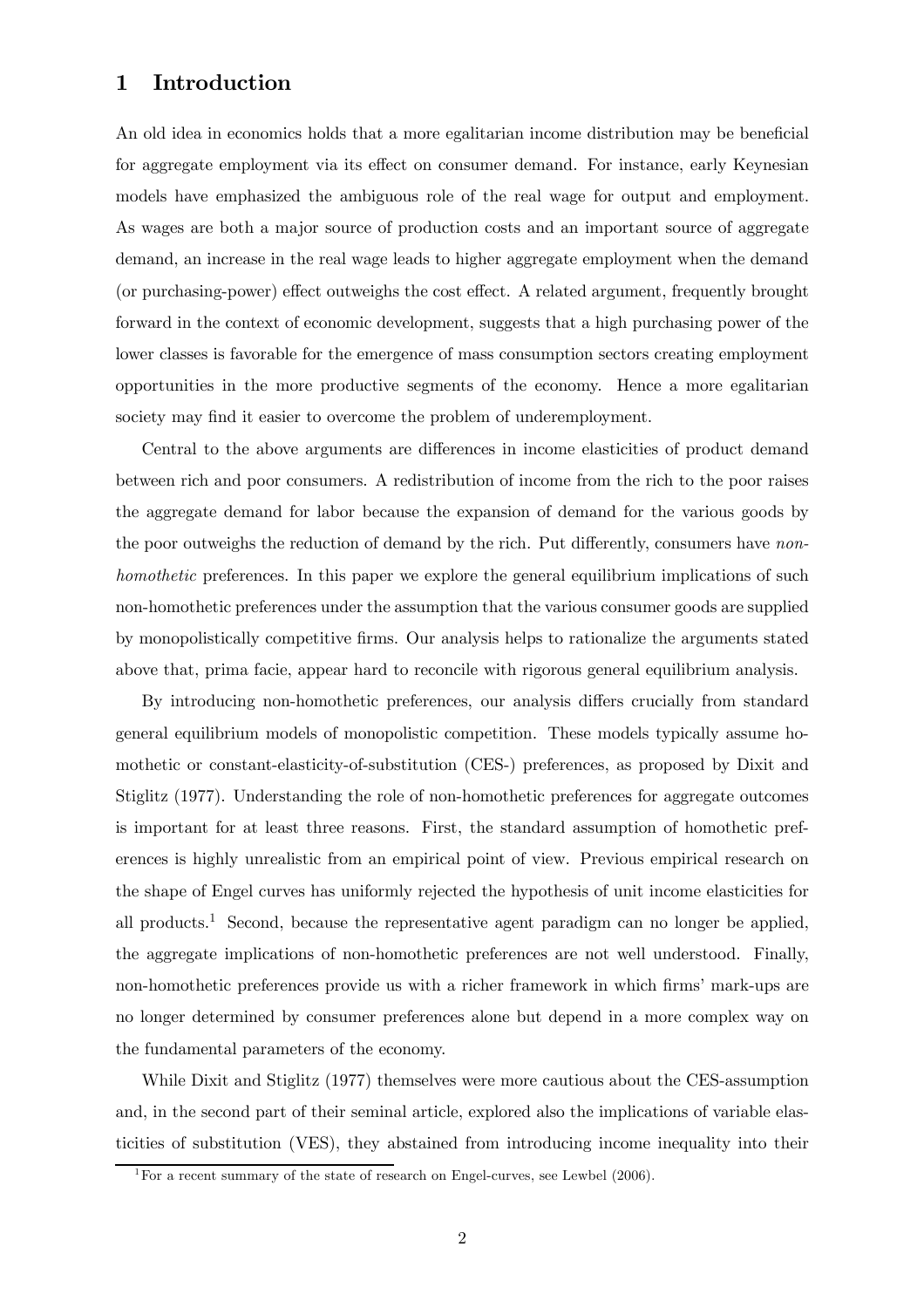# 1 Introduction

An old idea in economics holds that a more egalitarian income distribution may be beneficial for aggregate employment via its effect on consumer demand. For instance, early Keynesian models have emphasized the ambiguous role of the real wage for output and employment. As wages are both a major source of production costs and an important source of aggregate demand, an increase in the real wage leads to higher aggregate employment when the demand (or purchasing-power) effect outweighs the cost effect. A related argument, frequently brought forward in the context of economic development, suggests that a high purchasing power of the lower classes is favorable for the emergence of mass consumption sectors creating employment opportunities in the more productive segments of the economy. Hence a more egalitarian society may find it easier to overcome the problem of underemployment.

Central to the above arguments are differences in income elasticities of product demand between rich and poor consumers. A redistribution of income from the rich to the poor raises the aggregate demand for labor because the expansion of demand for the various goods by the poor outweighs the reduction of demand by the rich. Put differently, consumers have *non-homothetic* preferences. In this paper we explore the general equilibrium implications of such non-homothetic preferences under the assumption that the various consumer goods are supplied by monopolistically competitive firms. Our analysis helps to rationalize the arguments stated above that, prima facie, appear hard to reconcile with rigorous general equilibrium analysis.

By introducing non-homothetic preferences, our analysis differs crucially from standard general equilibrium models of monopolistic competition. These models typically assume homothetic or constant-elasticity-of-substitution (CES-) preferences, as proposed by Dixit and Stiglitz (1977). Understanding the role of non-homothetic preferences for aggregate outcomes is important for at least three reasons. First, the standard assumption of homothetic preferences is highly unrealistic from an empirical point of view. Previous empirical research on the shape of Engel curves has uniformly rejected the hypothesis of unit income elasticities for all products.[1] Second, because the representative agent paradigm can no longer be applied, the aggregate implications of non-homothetic preferences are not well understood. Finally, non-homothetic preferences provide us with a richer framework in which firms' mark-ups are no longer determined by consumer preferences alone but depend in a more complex way on the fundamental parameters of the economy.

While Dixit and Stiglitz (1977) themselves were more cautious about the CES-assumption and, in the second part of their seminal article, explored also the implications of variable elasticities of substitution (VES), they abstained from introducing income inequality into their

[1] For a recent summary of the state of research on Engel-curves, see Lewbel (2006).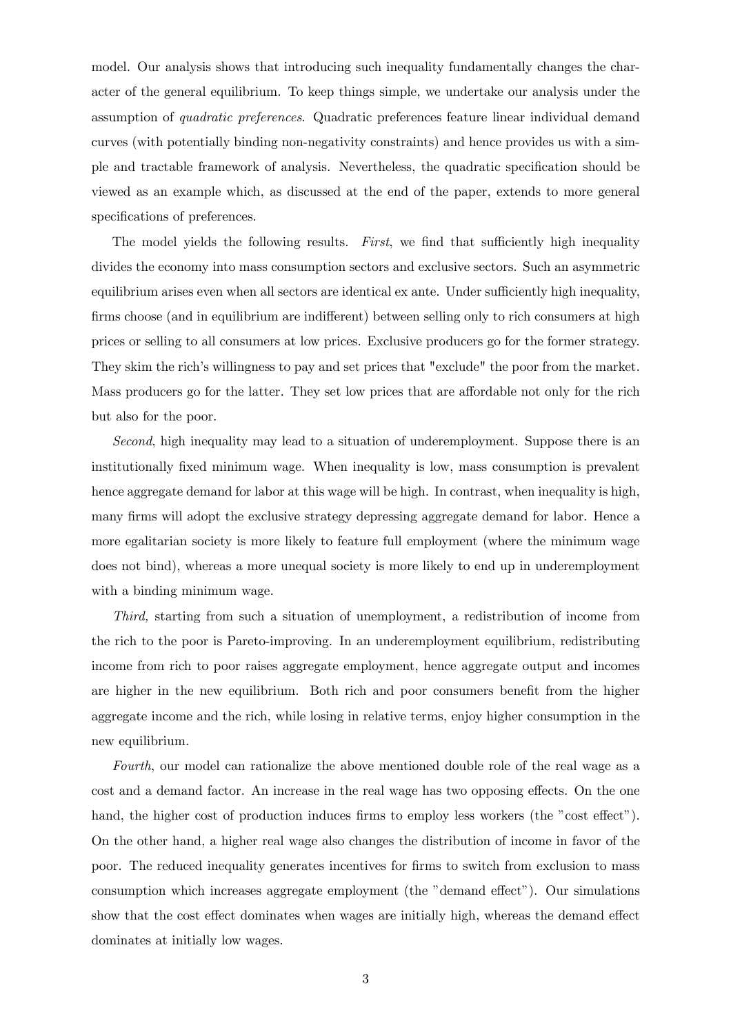model. Our analysis shows that introducing such inequality fundamentally changes the character of the general equilibrium. To keep things simple, we undertake our analysis under the assumption of *quadratic preferences*. Quadratic preferences feature linear individual demand curves (with potentially binding non-negativity constraints) and hence provides us with a simple and tractable framework of analysis. Nevertheless, the quadratic specification should be viewed as an example which, as discussed at the end of the paper, extends to more general specifications of preferences.

The model yields the following results. *First*, we find that sufficiently high inequality divides the economy into mass consumption sectors and exclusive sectors. Such an asymmetric equilibrium arises even when all sectors are identical ex ante. Under sufficiently high inequality, firms choose (and in equilibrium are indifferent) between selling only to rich consumers at high prices or selling to all consumers at low prices. Exclusive producers go for the former strategy. They skim the rich's willingness to pay and set prices that "exclude" the poor from the market. Mass producers go for the latter. They set low prices that are affordable not only for the rich but also for the poor.

*Second*, high inequality may lead to a situation of underemployment. Suppose there is an institutionally fixed minimum wage. When inequality is low, mass consumption is prevalent hence aggregate demand for labor at this wage will be high. In contrast, when inequality is high, many firms will adopt the exclusive strategy depressing aggregate demand for labor. Hence a more egalitarian society is more likely to feature full employment (where the minimum wage does not bind), whereas a more unequal society is more likely to end up in underemployment with a binding minimum wage.

*Third,* starting from such a situation of unemployment, a redistribution of income from the rich to the poor is Pareto-improving. In an underemployment equilibrium, redistributing income from rich to poor raises aggregate employment, hence aggregate output and incomes are higher in the new equilibrium. Both rich and poor consumers benefit from the higher aggregate income and the rich, while losing in relative terms, enjoy higher consumption in the new equilibrium.

*Fourth*, our model can rationalize the above mentioned double role of the real wage as a cost and a demand factor. An increase in the real wage has two opposing effects. On the one hand, the higher cost of production induces firms to employ less workers (the "cost effect"). On the other hand, a higher real wage also changes the distribution of income in favor of the poor. The reduced inequality generates incentives for firms to switch from exclusion to mass consumption which increases aggregate employment (the "demand effect"). Our simulations show that the cost effect dominates when wages are initially high, whereas the demand effect dominates at initially low wages.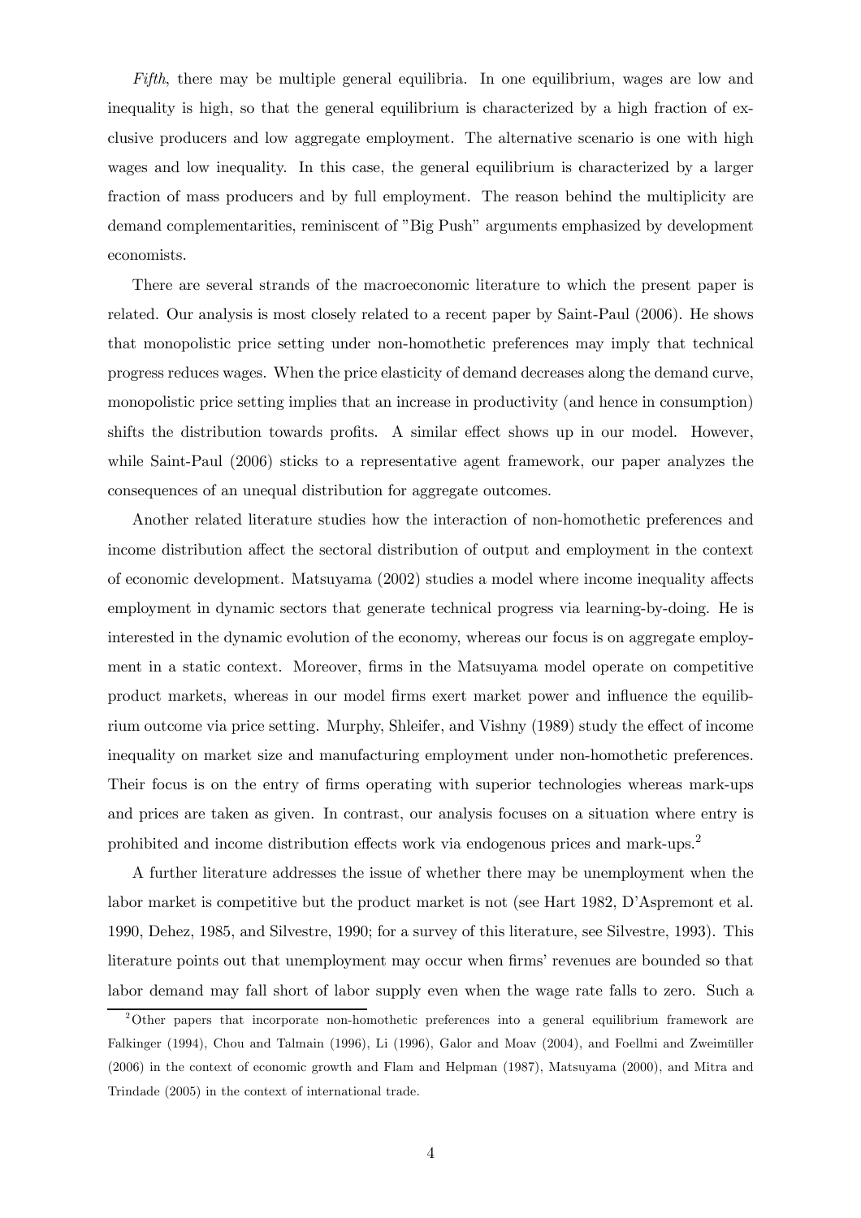*Fifth*, there may be multiple general equilibria. In one equilibrium, wages are low and inequality is high, so that the general equilibrium is characterized by a high fraction of exclusive producers and low aggregate employment. The alternative scenario is one with high wages and low inequality. In this case, the general equilibrium is characterized by a larger fraction of mass producers and by full employment. The reason behind the multiplicity are demand complementarities, reminiscent of "Big Push" arguments emphasized by development economists.

There are several strands of the macroeconomic literature to which the present paper is related. Our analysis is most closely related to a recent paper by Saint-Paul (2006). He shows that monopolistic price setting under non-homothetic preferences may imply that technical progress reduces wages. When the price elasticity of demand decreases along the demand curve, monopolistic price setting implies that an increase in productivity (and hence in consumption) shifts the distribution towards profits. A similar effect shows up in our model. However, while Saint-Paul (2006) sticks to a representative agent framework, our paper analyzes the consequences of an unequal distribution for aggregate outcomes.

Another related literature studies how the interaction of non-homothetic preferences and income distribution affect the sectoral distribution of output and employment in the context of economic development. Matsuyama (2002) studies a model where income inequality affects employment in dynamic sectors that generate technical progress via learning-by-doing. He is interested in the dynamic evolution of the economy, whereas our focus is on aggregate employment in a static context. Moreover, firms in the Matsuyama model operate on competitive product markets, whereas in our model firms exert market power and influence the equilibrium outcome via price setting. Murphy, Shleifer, and Vishny (1989) study the effect of income inequality on market size and manufacturing employment under non-homothetic preferences. Their focus is on the entry of firms operating with superior technologies whereas mark-ups and prices are taken as given. In contrast, our analysis focuses on a situation where entry is prohibited and income distribution effects work via endogenous prices and mark-ups.[2]

A further literature addresses the issue of whether there may be unemployment when the labor market is competitive but the product market is not (see Hart 1982, D'Aspremont et al. 1990, Dehez, 1985, and Silvestre, 1990; for a survey of this literature, see Silvestre, 1993). This literature points out that unemployment may occur when firms' revenues are bounded so that labor demand may fall short of labor supply even when the wage rate falls to zero. Such a

[2] Other papers that incorporate non-homothetic preferences into a general equilibrium framework are Falkinger (1994), Chou and Talmain (1996), Li (1996), Galor and Moav (2004), and Foellmi and Zweimüller (2006) in the context of economic growth and Flam and Helpman (1987), Matsuyama (2000), and Mitra and Trindade (2005) in the context of international trade.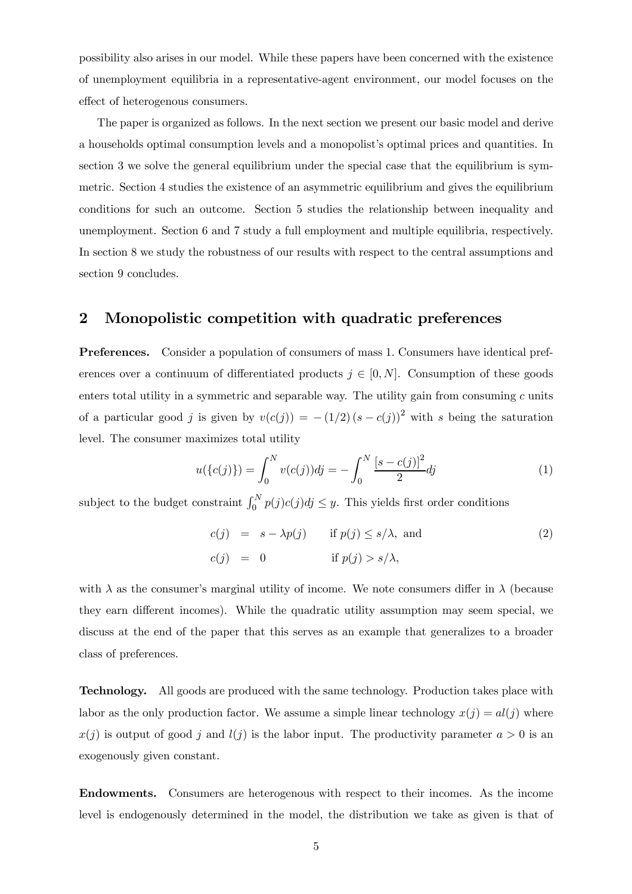possibility also arises in our model. While these papers have been concerned with the existence of unemployment equilibria in a representative-agent environment, our model focuses on the effect of heterogenous consumers.

The paper is organized as follows. In the next section we present our basic model and derive a households optimal consumption levels and a monopolist's optimal prices and quantities. In section 3 we solve the general equilibrium under the special case that the equilibrium is symmetric. Section 4 studies the existence of an asymmetric equilibrium and gives the equilibrium conditions for such an outcome. Section 5 studies the relationship between inequality and unemployment. Section 6 and 7 study a full employment and multiple equilibria, respectively. In section 8 we study the robustness of our results with respect to the central assumptions and section 9 concludes.

## 2 Monopolistic competition with quadratic preferences

**Preferences.** Consider a population of consumers of mass 1. Consumers have identical preferences over a continuum of differentiated products $j \in [0, N]$. Consumption of these goods enters total utility in a symmetric and separable way. The utility gain from consuming $c$ units of a particular good $j$ is given by $v(c(j)) = -(1/2)(s - c(j))^2$ with $s$ being the saturation level. The consumer maximizes total utility

$$u(\{c(j)\}) = \int_0^N v(c(j))dj = -\int_0^N \frac{[s - c(j)]^2}{2}dj \tag{1}$$

subject to the budget constraint $\int_0^N p(j)c(j)dj \leq y$. This yields first order conditions

$$\begin{aligned} c(j) &= s - \lambda p(j) \qquad \text{if } p(j) \leq s/\lambda, \text{ and} \\ c(j) &= 0 \qquad\qquad\quad \text{if } p(j) > s/\lambda, \end{aligned} \tag{2}$$

with $\lambda$ as the consumer's marginal utility of income. We note consumers differ in $\lambda$ (because they earn different incomes). While the quadratic utility assumption may seem special, we discuss at the end of the paper that this serves as an example that generalizes to a broader class of preferences.

**Technology.** All goods are produced with the same technology. Production takes place with labor as the only production factor. We assume a simple linear technology $x(j) = al(j)$ where $x(j)$ is output of good $j$ and $l(j)$ is the labor input. The productivity parameter $a > 0$ is an exogenously given constant.

**Endowments.** Consumers are heterogenous with respect to their incomes. As the income level is endogenously determined in the model, the distribution we take as given is that of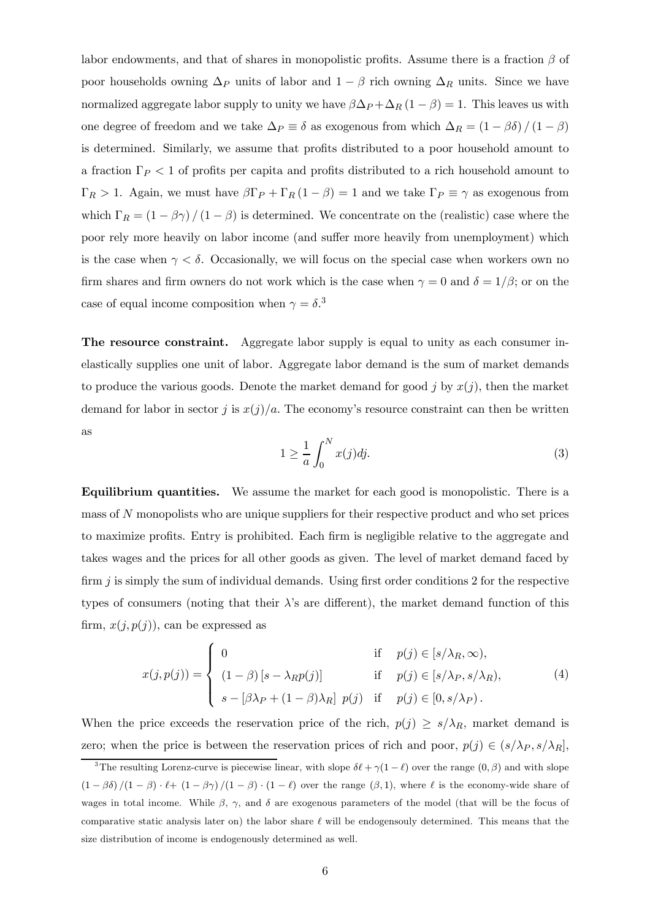labor endowments, and that of shares in monopolistic profits. Assume there is a fraction $\beta$ of poor households owning $\Delta_P$ units of labor and $1-\beta$ rich owning $\Delta_R$ units. Since we have normalized aggregate labor supply to unity we have $\beta\Delta_P + \Delta_R(1-\beta) = 1$. This leaves us with one degree of freedom and we take $\Delta_P \equiv \delta$ as exogenous from which $\Delta_R = (1-\beta\delta)/(1-\beta)$ is determined. Similarly, we assume that profits distributed to a poor household amount to a fraction $\Gamma_P < 1$ of profits per capita and profits distributed to a rich household amount to $\Gamma_R > 1$. Again, we must have $\beta\Gamma_P + \Gamma_R(1-\beta) = 1$ and we take $\Gamma_P \equiv \gamma$ as exogenous from which $\Gamma_R = (1-\beta\gamma)/(1-\beta)$ is determined. We concentrate on the (realistic) case where the poor rely more heavily on labor income (and suffer more heavily from unemployment) which is the case when $\gamma < \delta$. Occasionally, we will focus on the special case when workers own no firm shares and firm owners do not work which is the case when $\gamma = 0$ and $\delta = 1/\beta$; or on the case of equal income composition when $\gamma = \delta$.[3]

**The resource constraint.** Aggregate labor supply is equal to unity as each consumer inelastically supplies one unit of labor. Aggregate labor demand is the sum of market demands to produce the various goods. Denote the market demand for good $j$ by $x(j)$, then the market demand for labor in sector $j$ is $x(j)/a$. The economy's resource constraint can then be written as

$$1 \geq \frac{1}{a}\int_0^N x(j)dj. \tag{3}$$

**Equilibrium quantities.** We assume the market for each good is monopolistic. There is a mass of $N$ monopolists who are unique suppliers for their respective product and who set prices to maximize profits. Entry is prohibited. Each firm is negligible relative to the aggregate and takes wages and the prices for all other goods as given. The level of market demand faced by firm $j$ is simply the sum of individual demands. Using first order conditions 2 for the respective types of consumers (noting that their $\lambda$'s are different), the market demand function of this firm, $x(j, p(j))$, can be expressed as

$$x(j,p(j)) = \begin{cases} 0 & \text{if} \quad p(j) \in [s/\lambda_R, \infty), \\ (1-\beta)\left[s - \lambda_R p(j)\right] & \text{if} \quad p(j) \in [s/\lambda_P, s/\lambda_R), \\ s - \left[\beta\lambda_P + (1-\beta)\lambda_R\right]\, p(j) & \text{if} \quad p(j) \in [0, s/\lambda_P)\,. \end{cases} \tag{4}$$

When the price exceeds the reservation price of the rich, $p(j) \geq s/\lambda_R$, market demand is zero; when the price is between the reservation prices of rich and poor, $p(j) \in (s/\lambda_P, s/\lambda_R]$,

[3] The resulting Lorenz-curve is piecewise linear, with slope $\delta\ell + \gamma(1-\ell)$ over the range $(0,\beta)$ and with slope $(1-\beta\delta)/(1-\beta)\cdot\ell +\, (1-\beta\gamma)/(1-\beta)\cdot(1-\ell)$ over the range $(\beta, 1)$, where $\ell$ is the economy-wide share of wages in total income. While $\beta$, $\gamma$, and $\delta$ are exogenous parameters of the model (that will be the focus of comparative static analysis later on) the labor share $\ell$ will be endogensouly determined. This means that the size distribution of income is endogenously determined as well.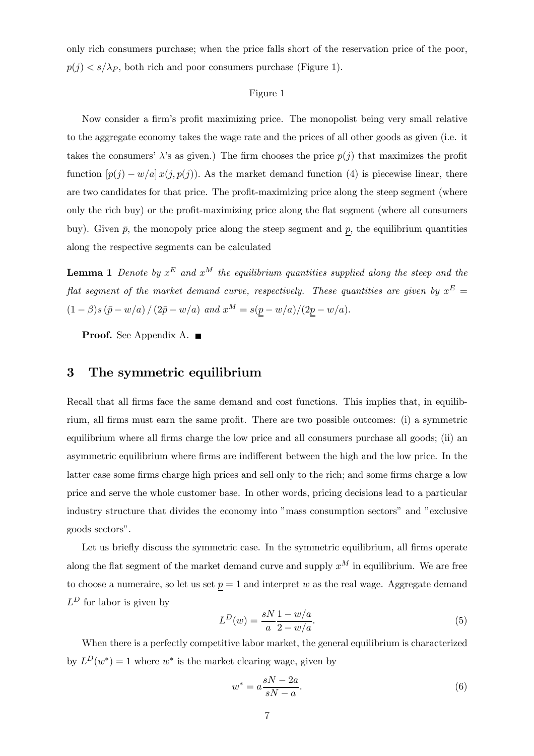only rich consumers purchase; when the price falls short of the reservation price of the poor, $p(j) < s/\lambda_P$, both rich and poor consumers purchase (Figure 1).

Figure 1

Now consider a firm's profit maximizing price. The monopolist being very small relative to the aggregate economy takes the wage rate and the prices of all other goods as given (i.e. it takes the consumers' $\lambda$'s as given.) The firm chooses the price $p(j)$ that maximizes the profit function $[p(j) - w/a]\, x(j, p(j))$. As the market demand function (4) is piecewise linear, there are two candidates for that price. The profit-maximizing price along the steep segment (where only the rich buy) or the profit-maximizing price along the flat segment (where all consumers buy). Given $\bar{p}$, the monopoly price along the steep segment and $\underline{p}$, the equilibrium quantities along the respective segments can be calculated

**Lemma 1** *Denote by $x^E$ and $x^M$ the equilibrium quantities supplied along the steep and the flat segment of the market demand curve, respectively. These quantities are given by $x^E = (1-\beta)s\,(\bar{p} - w/a)\,/\,(2\bar{p} - w/a)$ and $x^M = s(\underline{p} - w/a)/(2\underline{p} - w/a)$.*

**Proof.** See Appendix A. ■

## 3 The symmetric equilibrium

Recall that all firms face the same demand and cost functions. This implies that, in equilibrium, all firms must earn the same profit. There are two possible outcomes: (i) a symmetric equilibrium where all firms charge the low price and all consumers purchase all goods; (ii) an asymmetric equilibrium where firms are indifferent between the high and the low price. In the latter case some firms charge high prices and sell only to the rich; and some firms charge a low price and serve the whole customer base. In other words, pricing decisions lead to a particular industry structure that divides the economy into "mass consumption sectors" and "exclusive goods sectors".

Let us briefly discuss the symmetric case. In the symmetric equilibrium, all firms operate along the flat segment of the market demand curve and supply $x^M$ in equilibrium. We are free to choose a numeraire, so let us set $\underline{p} = 1$ and interpret $w$ as the real wage. Aggregate demand $L^D$ for labor is given by

$$L^D(w) = \frac{sN}{a}\frac{1 - w/a}{2 - w/a}. \tag{5}$$

When there is a perfectly competitive labor market, the general equilibrium is characterized by $L^D(w^*) = 1$ where $w^*$ is the market clearing wage, given by

$$w^* = a\frac{sN - 2a}{sN - a}. \tag{6}$$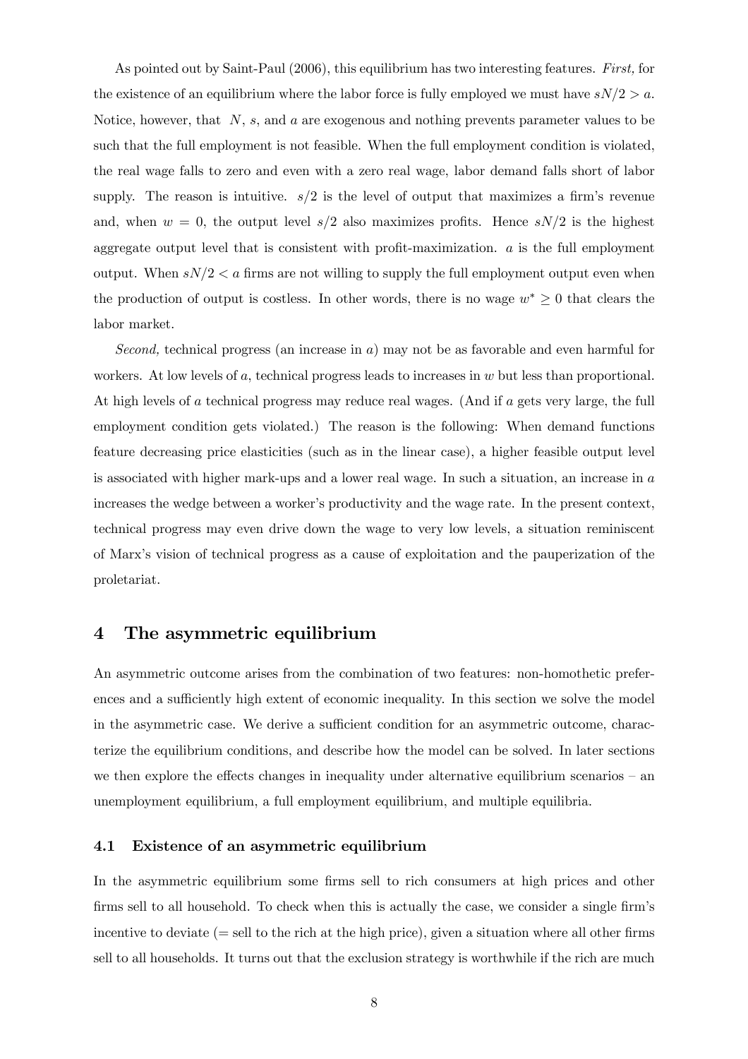As pointed out by Saint-Paul (2006), this equilibrium has two interesting features. *First,* for the existence of an equilibrium where the labor force is fully employed we must have $sN/2 > a$. Notice, however, that $N$, $s$, and $a$ are exogenous and nothing prevents parameter values to be such that the full employment is not feasible. When the full employment condition is violated, the real wage falls to zero and even with a zero real wage, labor demand falls short of labor supply. The reason is intuitive. $s/2$ is the level of output that maximizes a firm's revenue and, when $w = 0$, the output level $s/2$ also maximizes profits. Hence $sN/2$ is the highest aggregate output level that is consistent with profit-maximization. $a$ is the full employment output. When $sN/2 < a$ firms are not willing to supply the full employment output even when the production of output is costless. In other words, there is no wage $w^* \geq 0$ that clears the labor market.

*Second,* technical progress (an increase in $a$) may not be as favorable and even harmful for workers. At low levels of $a$, technical progress leads to increases in $w$ but less than proportional. At high levels of $a$ technical progress may reduce real wages. (And if $a$ gets very large, the full employment condition gets violated.) The reason is the following: When demand functions feature decreasing price elasticities (such as in the linear case), a higher feasible output level is associated with higher mark-ups and a lower real wage. In such a situation, an increase in $a$ increases the wedge between a worker's productivity and the wage rate. In the present context, technical progress may even drive down the wage to very low levels, a situation reminiscent of Marx's vision of technical progress as a cause of exploitation and the pauperization of the proletariat.

# 4 The asymmetric equilibrium

An asymmetric outcome arises from the combination of two features: non-homothetic preferences and a sufficiently high extent of economic inequality. In this section we solve the model in the asymmetric case. We derive a sufficient condition for an asymmetric outcome, characterize the equilibrium conditions, and describe how the model can be solved. In later sections we then explore the effects changes in inequality under alternative equilibrium scenarios – an unemployment equilibrium, a full employment equilibrium, and multiple equilibria.

## 4.1 Existence of an asymmetric equilibrium

In the asymmetric equilibrium some firms sell to rich consumers at high prices and other firms sell to all household. To check when this is actually the case, we consider a single firm's incentive to deviate (= sell to the rich at the high price), given a situation where all other firms sell to all households. It turns out that the exclusion strategy is worthwhile if the rich are much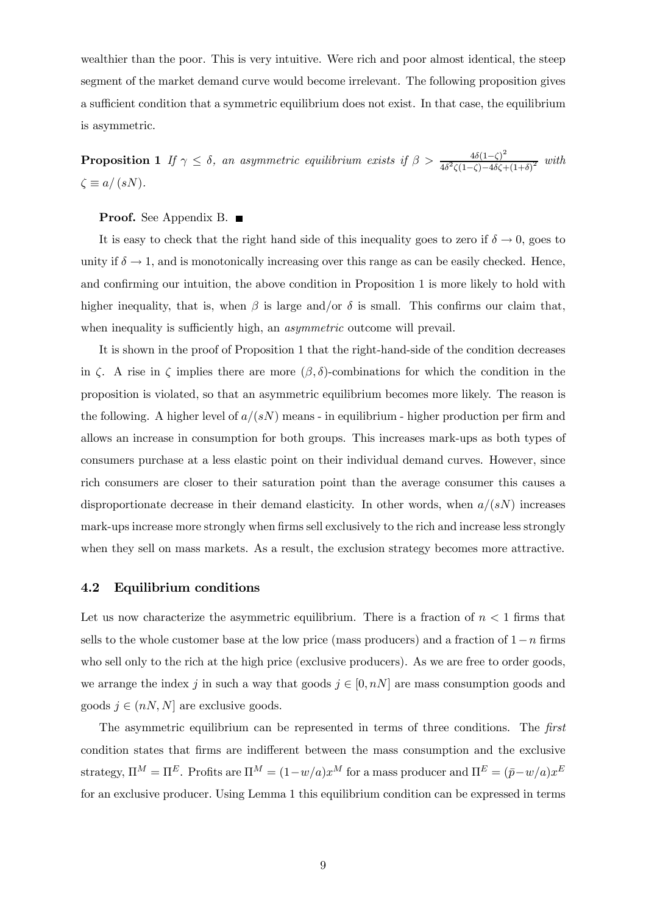wealthier than the poor. This is very intuitive. Were rich and poor almost identical, the steep segment of the market demand curve would become irrelevant. The following proposition gives a sufficient condition that a symmetric equilibrium does not exist. In that case, the equilibrium is asymmetric.

**Proposition 1** *If $\gamma \leq \delta$, an asymmetric equilibrium exists if $\beta > \frac{4\delta(1-\zeta)^2}{4\delta^2\zeta(1-\zeta)-4\delta\zeta+(1+\delta)^2}$ with $\zeta \equiv a/(sN)$.*

**Proof.** See Appendix B. ■

It is easy to check that the right hand side of this inequality goes to zero if $\delta \to 0$, goes to unity if $\delta \to 1$, and is monotonically increasing over this range as can be easily checked. Hence, and confirming our intuition, the above condition in Proposition 1 is more likely to hold with higher inequality, that is, when $\beta$ is large and/or $\delta$ is small. This confirms our claim that, when inequality is sufficiently high, an *asymmetric* outcome will prevail.

It is shown in the proof of Proposition 1 that the right-hand-side of the condition decreases in $\zeta$. A rise in $\zeta$ implies there are more $(\beta, \delta)$-combinations for which the condition in the proposition is violated, so that an asymmetric equilibrium becomes more likely. The reason is the following. A higher level of $a/(sN)$ means - in equilibrium - higher production per firm and allows an increase in consumption for both groups. This increases mark-ups as both types of consumers purchase at a less elastic point on their individual demand curves. However, since rich consumers are closer to their saturation point than the average consumer this causes a disproportionate decrease in their demand elasticity. In other words, when $a/(sN)$ increases mark-ups increase more strongly when firms sell exclusively to the rich and increase less strongly when they sell on mass markets. As a result, the exclusion strategy becomes more attractive.

### 4.2 Equilibrium conditions

Let us now characterize the asymmetric equilibrium. There is a fraction of $n < 1$ firms that sells to the whole customer base at the low price (mass producers) and a fraction of $1-n$ firms who sell only to the rich at the high price (exclusive producers). As we are free to order goods, we arrange the index $j$ in such a way that goods $j \in [0, nN]$ are mass consumption goods and goods $j \in (nN, N]$ are exclusive goods.

The asymmetric equilibrium can be represented in terms of three conditions. The *first* condition states that firms are indifferent between the mass consumption and the exclusive strategy, $\Pi^M = \Pi^E$. Profits are $\Pi^M = (1-w/a)x^M$ for a mass producer and $\Pi^E = (\bar{p}-w/a)x^E$ for an exclusive producer. Using Lemma 1 this equilibrium condition can be expressed in terms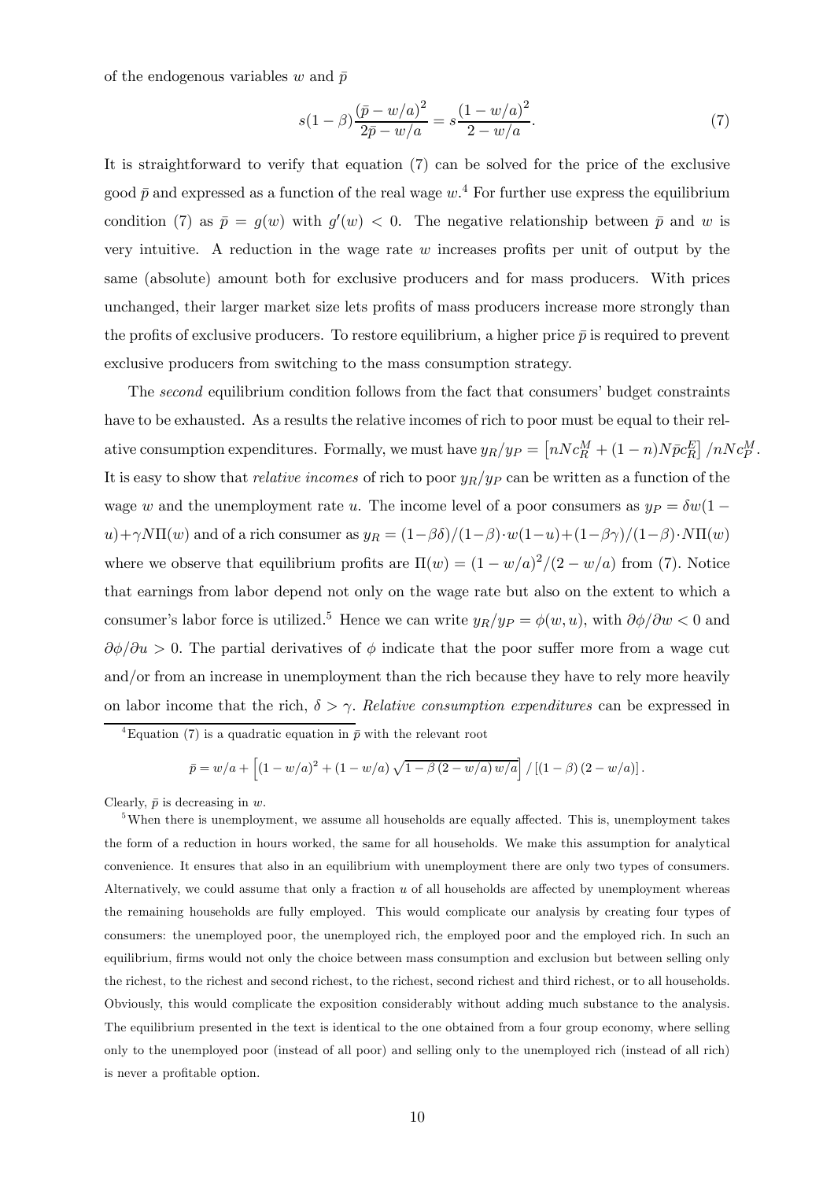of the endogenous variables $w$ and $\bar{p}$

$$s(1-\beta)\frac{(\bar{p}-w/a)^2}{2\bar{p}-w/a} = s\frac{(1-w/a)^2}{2-w/a}. \tag{7}$$

It is straightforward to verify that equation (7) can be solved for the price of the exclusive good $\bar{p}$ and expressed as a function of the real wage $w$.[4] For further use express the equilibrium condition (7) as $\bar{p} = g(w)$ with $g'(w) < 0$. The negative relationship between $\bar{p}$ and $w$ is very intuitive. A reduction in the wage rate $w$ increases profits per unit of output by the same (absolute) amount both for exclusive producers and for mass producers. With prices unchanged, their larger market size lets profits of mass producers increase more strongly than the profits of exclusive producers. To restore equilibrium, a higher price $\bar{p}$ is required to prevent exclusive producers from switching to the mass consumption strategy.

The *second* equilibrium condition follows from the fact that consumers' budget constraints have to be exhausted. As a results the relative incomes of rich to poor must be equal to their relative consumption expenditures. Formally, we must have $y_R/y_P = \left[nNc_R^M + (1-n)N\bar{p}c_R^E\right]/nNc_P^M$. It is easy to show that *relative incomes* of rich to poor $y_R/y_P$ can be written as a function of the wage $w$ and the unemployment rate $u$. The income level of a poor consumers as $y_P = \delta w(1-u) + \gamma N\Pi(w)$ and of a rich consumer as $y_R = (1-\beta\delta)/(1-\beta)\cdot w(1-u) + (1-\beta\gamma)/(1-\beta)\cdot N\Pi(w)$ where we observe that equilibrium profits are $\Pi(w) = (1-w/a)^2/(2-w/a)$ from (7). Notice that earnings from labor depend not only on the wage rate but also on the extent to which a consumer's labor force is utilized.[5] Hence we can write $y_R/y_P = \phi(w,u)$, with $\partial\phi/\partial w < 0$ and $\partial\phi/\partial u > 0$. The partial derivatives of $\phi$ indicate that the poor suffer more from a wage cut and/or from an increase in unemployment than the rich because they have to rely more heavily on labor income that the rich, $\delta > \gamma$. *Relative consumption expenditures* can be expressed in

---

[4] Equation (7) is a quadratic equation in $\bar{p}$ with the relevant root

$$\bar{p} = w/a + \left[(1-w/a)^2 + (1-w/a)\sqrt{1-\beta(2-w/a)w/a}\right] / \left[(1-\beta)(2-w/a)\right].$$

Clearly, $\bar{p}$ is decreasing in $w$.

[5] When there is unemployment, we assume all households are equally affected. This is, unemployment takes the form of a reduction in hours worked, the same for all households. We make this assumption for analytical convenience. It ensures that also in an equilibrium with unemployment there are only two types of consumers. Alternatively, we could assume that only a fraction $u$ of all households are affected by unemployment whereas the remaining households are fully employed. This would complicate our analysis by creating four types of consumers: the unemployed poor, the unemployed rich, the employed poor and the employed rich. In such an equilibrium, firms would not only the choice between mass consumption and exclusion but between selling only the richest, to the richest and second richest, to the richest, second richest and third richest, or to all households. Obviously, this would complicate the exposition considerably without adding much substance to the analysis. The equilibrium presented in the text is identical to the one obtained from a four group economy, where selling only to the unemployed poor (instead of all poor) and selling only to the unemployed rich (instead of all rich) is never a profitable option.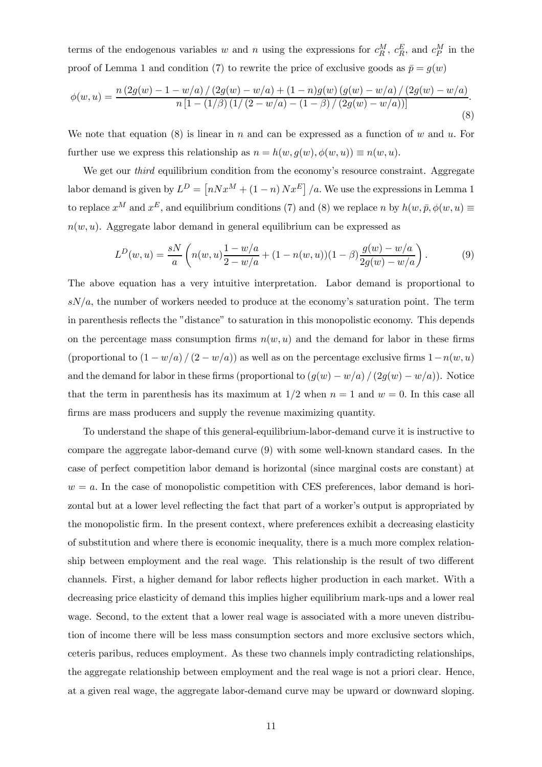terms of the endogenous variables $w$ and $n$ using the expressions for $c_R^M$, $c_R^E$, and $c_P^M$ in the proof of Lemma 1 and condition (7) to rewrite the price of exclusive goods as $\bar{p} = g(w)$

$$\phi(w,u) = \frac{n\left(2g(w) - 1 - w/a\right)/\left(2g(w) - w/a\right) + (1-n)g(w)\left(g(w) - w/a\right)/\left(2g(w) - w/a\right)}{n\left[1 - (1/\beta)\left(1/\left(2 - w/a\right) - (1-\beta)/\left(2g(w) - w/a\right)\right)\right]}. \tag{8}$$

We note that equation (8) is linear in $n$ and can be expressed as a function of $w$ and $u$. For further use we express this relationship as $n = h(w, g(w), \phi(w,u)) \equiv n(w,u)$.

We get our *third* equilibrium condition from the economy's resource constraint. Aggregate labor demand is given by $L^D = \left[nNx^M + (1-n)\,Nx^E\right]/a$. We use the expressions in Lemma 1 to replace $x^M$ and $x^E$, and equilibrium conditions (7) and (8) we replace $n$ by $h(w, \bar{p}, \phi(w,u) \equiv n(w,u)$. Aggregate labor demand in general equilibrium can be expressed as

$$L^D(w,u) = \frac{sN}{a}\left(n(w,u)\frac{1 - w/a}{2 - w/a} + (1 - n(w,u))(1-\beta)\frac{g(w) - w/a}{2g(w) - w/a}\right). \tag{9}$$

The above equation has a very intuitive interpretation. Labor demand is proportional to $sN/a$, the number of workers needed to produce at the economy's saturation point. The term in parenthesis reflects the "distance" to saturation in this monopolistic economy. This depends on the percentage mass consumption firms $n(w,u)$ and the demand for labor in these firms (proportional to $(1 - w/a)/(2 - w/a)$) as well as on the percentage exclusive firms $1 - n(w,u)$ and the demand for labor in these firms (proportional to $(g(w) - w/a)/(2g(w) - w/a)$). Notice that the term in parenthesis has its maximum at $1/2$ when $n = 1$ and $w = 0$. In this case all firms are mass producers and supply the revenue maximizing quantity.

To understand the shape of this general-equilibrium-labor-demand curve it is instructive to compare the aggregate labor-demand curve (9) with some well-known standard cases. In the case of perfect competition labor demand is horizontal (since marginal costs are constant) at $w = a$. In the case of monopolistic competition with CES preferences, labor demand is horizontal but at a lower level reflecting the fact that part of a worker's output is appropriated by the monopolistic firm. In the present context, where preferences exhibit a decreasing elasticity of substitution and where there is economic inequality, there is a much more complex relationship between employment and the real wage. This relationship is the result of two different channels. First, a higher demand for labor reflects higher production in each market. With a decreasing price elasticity of demand this implies higher equilibrium mark-ups and a lower real wage. Second, to the extent that a lower real wage is associated with a more uneven distribution of income there will be less mass consumption sectors and more exclusive sectors which, ceteris paribus, reduces employment. As these two channels imply contradicting relationships, the aggregate relationship between employment and the real wage is not a priori clear. Hence, at a given real wage, the aggregate labor-demand curve may be upward or downward sloping.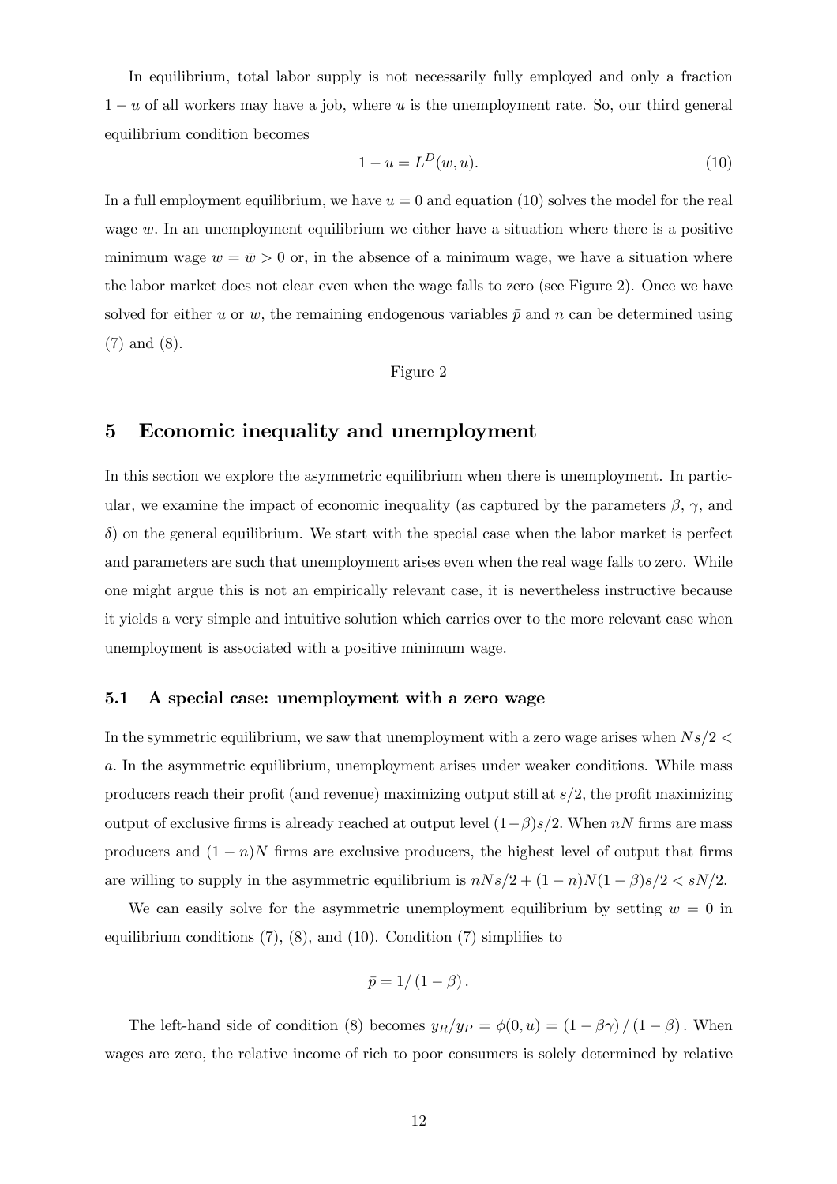In equilibrium, total labor supply is not necessarily fully employed and only a fraction $1-u$ of all workers may have a job, where $u$ is the unemployment rate. So, our third general equilibrium condition becomes

$$1 - u = L^D(w, u). \tag{10}$$

In a full employment equilibrium, we have $u = 0$ and equation (10) solves the model for the real wage $w$. In an unemployment equilibrium we either have a situation where there is a positive minimum wage $w = \bar{w} > 0$ or, in the absence of a minimum wage, we have a situation where the labor market does not clear even when the wage falls to zero (see Figure 2). Once we have solved for either $u$ or $w$, the remaining endogenous variables $\bar{p}$ and $n$ can be determined using (7) and (8).

Figure 2

# 5 Economic inequality and unemployment

In this section we explore the asymmetric equilibrium when there is unemployment. In particular, we examine the impact of economic inequality (as captured by the parameters $\beta$, $\gamma$, and $\delta$) on the general equilibrium. We start with the special case when the labor market is perfect and parameters are such that unemployment arises even when the real wage falls to zero. While one might argue this is not an empirically relevant case, it is nevertheless instructive because it yields a very simple and intuitive solution which carries over to the more relevant case when unemployment is associated with a positive minimum wage.

## 5.1 A special case: unemployment with a zero wage

In the symmetric equilibrium, we saw that unemployment with a zero wage arises when $Ns/2 < a$. In the asymmetric equilibrium, unemployment arises under weaker conditions. While mass producers reach their profit (and revenue) maximizing output still at $s/2$, the profit maximizing output of exclusive firms is already reached at output level $(1-\beta)s/2$. When $nN$ firms are mass producers and $(1-n)N$ firms are exclusive producers, the highest level of output that firms are willing to supply in the asymmetric equilibrium is $nNs/2 + (1-n)N(1-\beta)s/2 < sN/2$.

We can easily solve for the asymmetric unemployment equilibrium by setting $w = 0$ in equilibrium conditions (7), (8), and (10). Condition (7) simplifies to

$$\bar{p} = 1/(1-\beta).$$

The left-hand side of condition (8) becomes $y_R/y_P = \phi(0, u) = (1-\beta\gamma)/(1-\beta)$. When wages are zero, the relative income of rich to poor consumers is solely determined by relative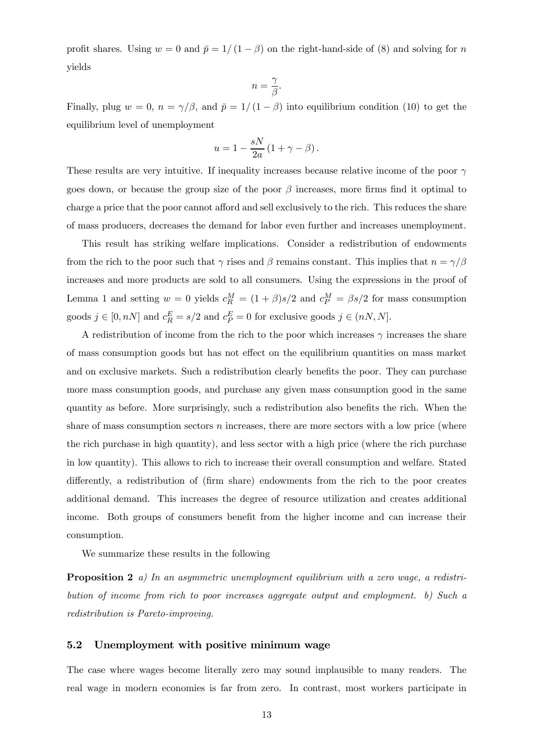profit shares. Using $w = 0$ and $\bar{p} = 1/(1-\beta)$ on the right-hand-side of (8) and solving for $n$ yields

$$n = \frac{\gamma}{\beta}.$$

Finally, plug $w = 0$, $n = \gamma/\beta$, and $\bar{p} = 1/(1-\beta)$ into equilibrium condition (10) to get the equilibrium level of unemployment

$$u = 1 - \frac{sN}{2a}(1 + \gamma - \beta).$$

These results are very intuitive. If inequality increases because relative income of the poor $\gamma$ goes down, or because the group size of the poor $\beta$ increases, more firms find it optimal to charge a price that the poor cannot afford and sell exclusively to the rich. This reduces the share of mass producers, decreases the demand for labor even further and increases unemployment.

This result has striking welfare implications. Consider a redistribution of endowments from the rich to the poor such that $\gamma$ rises and $\beta$ remains constant. This implies that $n = \gamma/\beta$ increases and more products are sold to all consumers. Using the expressions in the proof of Lemma 1 and setting $w = 0$ yields $c_R^M = (1+\beta)s/2$ and $c_P^M = \beta s/2$ for mass consumption goods $j \in [0, nN]$ and $c_R^E = s/2$ and $c_P^E = 0$ for exclusive goods $j \in (nN, N]$.

A redistribution of income from the rich to the poor which increases $\gamma$ increases the share of mass consumption goods but has not effect on the equilibrium quantities on mass market and on exclusive markets. Such a redistribution clearly benefits the poor. They can purchase more mass consumption goods, and purchase any given mass consumption good in the same quantity as before. More surprisingly, such a redistribution also benefits the rich. When the share of mass consumption sectors $n$ increases, there are more sectors with a low price (where the rich purchase in high quantity), and less sector with a high price (where the rich purchase in low quantity). This allows to rich to increase their overall consumption and welfare. Stated differently, a redistribution of (firm share) endowments from the rich to the poor creates additional demand. This increases the degree of resource utilization and creates additional income. Both groups of consumers benefit from the higher income and can increase their consumption.

We summarize these results in the following

**Proposition 2** *a) In an asymmetric unemployment equilibrium with a zero wage, a redistribution of income from rich to poor increases aggregate output and employment. b) Such a redistribution is Pareto-improving.*

### 5.2 Unemployment with positive minimum wage

The case where wages become literally zero may sound implausible to many readers. The real wage in modern economies is far from zero. In contrast, most workers participate in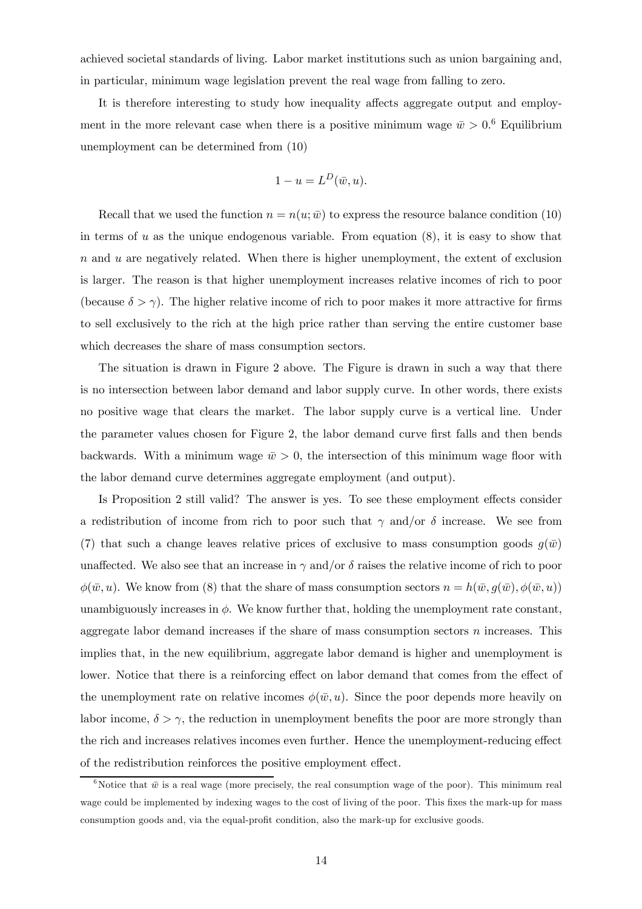achieved societal standards of living. Labor market institutions such as union bargaining and, in particular, minimum wage legislation prevent the real wage from falling to zero.

It is therefore interesting to study how inequality affects aggregate output and employment in the more relevant case when there is a positive minimum wage $\bar{w} > 0$.[6] Equilibrium unemployment can be determined from (10)

$$1 - u = L^D(\bar{w}, u).$$

Recall that we used the function $n = n(u; \bar{w})$ to express the resource balance condition (10) in terms of $u$ as the unique endogenous variable. From equation (8), it is easy to show that $n$ and $u$ are negatively related. When there is higher unemployment, the extent of exclusion is larger. The reason is that higher unemployment increases relative incomes of rich to poor (because $\delta > \gamma$). The higher relative income of rich to poor makes it more attractive for firms to sell exclusively to the rich at the high price rather than serving the entire customer base which decreases the share of mass consumption sectors.

The situation is drawn in Figure 2 above. The Figure is drawn in such a way that there is no intersection between labor demand and labor supply curve. In other words, there exists no positive wage that clears the market. The labor supply curve is a vertical line. Under the parameter values chosen for Figure 2, the labor demand curve first falls and then bends backwards. With a minimum wage $\bar{w} > 0$, the intersection of this minimum wage floor with the labor demand curve determines aggregate employment (and output).

Is Proposition 2 still valid? The answer is yes. To see these employment effects consider a redistribution of income from rich to poor such that $\gamma$ and/or $\delta$ increase. We see from (7) that such a change leaves relative prices of exclusive to mass consumption goods $g(\bar{w})$ unaffected. We also see that an increase in $\gamma$ and/or $\delta$ raises the relative income of rich to poor $\phi(\bar{w}, u)$. We know from (8) that the share of mass consumption sectors $n = h(\bar{w}, g(\bar{w}), \phi(\bar{w}, u))$ unambiguously increases in $\phi$. We know further that, holding the unemployment rate constant, aggregate labor demand increases if the share of mass consumption sectors $n$ increases. This implies that, in the new equilibrium, aggregate labor demand is higher and unemployment is lower. Notice that there is a reinforcing effect on labor demand that comes from the effect of the unemployment rate on relative incomes $\phi(\bar{w}, u)$. Since the poor depends more heavily on labor income, $\delta > \gamma$, the reduction in unemployment benefits the poor are more strongly than the rich and increases relatives incomes even further. Hence the unemployment-reducing effect of the redistribution reinforces the positive employment effect.

[6] Notice that $\bar{w}$ is a real wage (more precisely, the real consumption wage of the poor). This minimum real wage could be implemented by indexing wages to the cost of living of the poor. This fixes the mark-up for mass consumption goods and, via the equal-profit condition, also the mark-up for exclusive goods.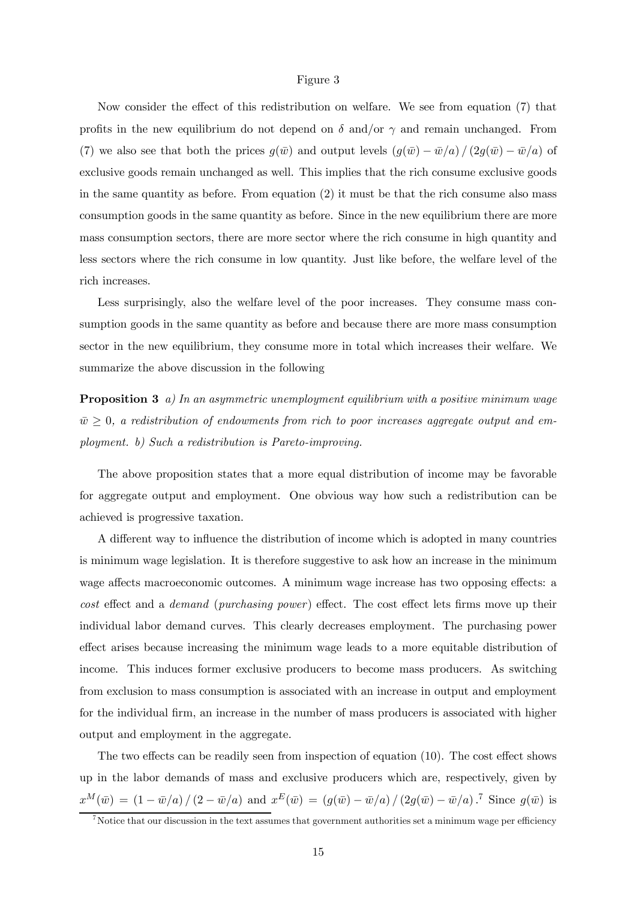Figure 3

Now consider the effect of this redistribution on welfare. We see from equation (7) that profits in the new equilibrium do not depend on $\delta$ and/or $\gamma$ and remain unchanged. From (7) we also see that both the prices $g(\bar{w})$ and output levels $(g(\bar{w}) - \bar{w}/a) / (2g(\bar{w}) - \bar{w}/a)$ of exclusive goods remain unchanged as well. This implies that the rich consume exclusive goods in the same quantity as before. From equation (2) it must be that the rich consume also mass consumption goods in the same quantity as before. Since in the new equilibrium there are more mass consumption sectors, there are more sector where the rich consume in high quantity and less sectors where the rich consume in low quantity. Just like before, the welfare level of the rich increases.

Less surprisingly, also the welfare level of the poor increases. They consume mass consumption goods in the same quantity as before and because there are more mass consumption sector in the new equilibrium, they consume more in total which increases their welfare. We summarize the above discussion in the following

**Proposition 3** *a) In an asymmetric unemployment equilibrium with a positive minimum wage $\bar{w} \geq 0$, a redistribution of endowments from rich to poor increases aggregate output and employment. b) Such a redistribution is Pareto-improving.*

The above proposition states that a more equal distribution of income may be favorable for aggregate output and employment. One obvious way how such a redistribution can be achieved is progressive taxation.

A different way to influence the distribution of income which is adopted in many countries is minimum wage legislation. It is therefore suggestive to ask how an increase in the minimum wage affects macroeconomic outcomes. A minimum wage increase has two opposing effects: a *cost* effect and a *demand* (*purchasing power*) effect. The cost effect lets firms move up their individual labor demand curves. This clearly decreases employment. The purchasing power effect arises because increasing the minimum wage leads to a more equitable distribution of income. This induces former exclusive producers to become mass producers. As switching from exclusion to mass consumption is associated with an increase in output and employment for the individual firm, an increase in the number of mass producers is associated with higher output and employment in the aggregate.

The two effects can be readily seen from inspection of equation (10). The cost effect shows up in the labor demands of mass and exclusive producers which are, respectively, given by $x^M(\bar{w}) = (1 - \bar{w}/a) / (2 - \bar{w}/a)$ and $x^E(\bar{w}) = (g(\bar{w}) - \bar{w}/a) / (2g(\bar{w}) - \bar{w}/a)$.[7] Since $g(\bar{w})$ is

[7] Notice that our discussion in the text assumes that government authorities set a minimum wage per efficiency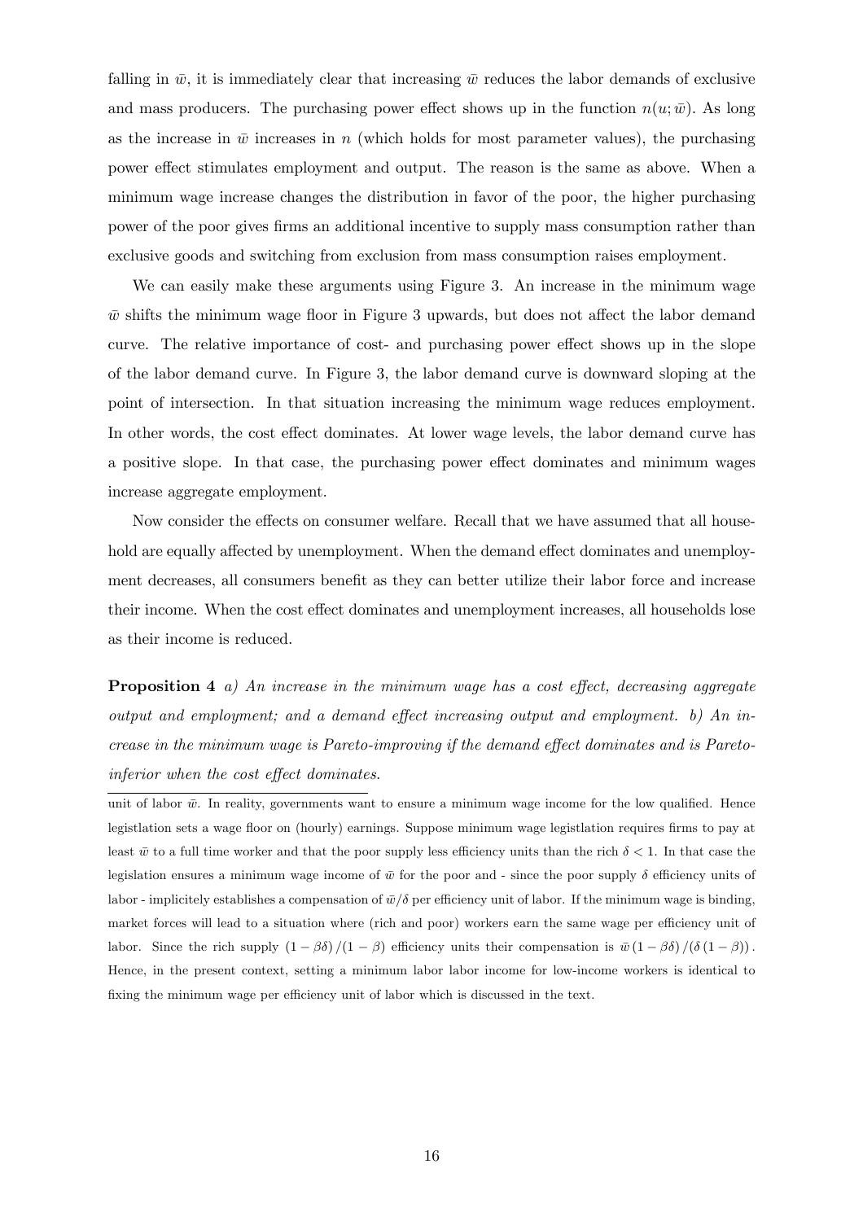falling in $\bar{w}$, it is immediately clear that increasing $\bar{w}$ reduces the labor demands of exclusive and mass producers. The purchasing power effect shows up in the function $n(u;\bar{w})$. As long as the increase in $\bar{w}$ increases in $n$ (which holds for most parameter values), the purchasing power effect stimulates employment and output. The reason is the same as above. When a minimum wage increase changes the distribution in favor of the poor, the higher purchasing power of the poor gives firms an additional incentive to supply mass consumption rather than exclusive goods and switching from exclusion from mass consumption raises employment.

We can easily make these arguments using Figure 3. An increase in the minimum wage $\bar{w}$ shifts the minimum wage floor in Figure 3 upwards, but does not affect the labor demand curve. The relative importance of cost- and purchasing power effect shows up in the slope of the labor demand curve. In Figure 3, the labor demand curve is downward sloping at the point of intersection. In that situation increasing the minimum wage reduces employment. In other words, the cost effect dominates. At lower wage levels, the labor demand curve has a positive slope. In that case, the purchasing power effect dominates and minimum wages increase aggregate employment.

Now consider the effects on consumer welfare. Recall that we have assumed that all household are equally affected by unemployment. When the demand effect dominates and unemployment decreases, all consumers benefit as they can better utilize their labor force and increase their income. When the cost effect dominates and unemployment increases, all households lose as their income is reduced.

**Proposition 4** *a) An increase in the minimum wage has a cost effect, decreasing aggregate output and employment; and a demand effect increasing output and employment. b) An increase in the minimum wage is Pareto-improving if the demand effect dominates and is Pareto-inferior when the cost effect dominates.*

---

unit of labor $\bar{w}$. In reality, governments want to ensure a minimum wage income for the low qualified. Hence legistlation sets a wage floor on (hourly) earnings. Suppose minimum wage legistlation requires firms to pay at least $\bar{w}$ to a full time worker and that the poor supply less efficiency units than the rich $\delta < 1$. In that case the legislation ensures a minimum wage income of $\bar{w}$ for the poor and - since the poor supply $\delta$ efficiency units of labor - implicitely establishes a compensation of $\bar{w}/\delta$ per efficiency unit of labor. If the minimum wage is binding, market forces will lead to a situation where (rich and poor) workers earn the same wage per efficiency unit of labor. Since the rich supply $(1-\beta\delta)/(1-\beta)$ efficiency units their compensation is $\bar{w}(1-\beta\delta)/(\delta(1-\beta))$. Hence, in the present context, setting a minimum labor labor income for low-income workers is identical to fixing the minimum wage per efficiency unit of labor which is discussed in the text.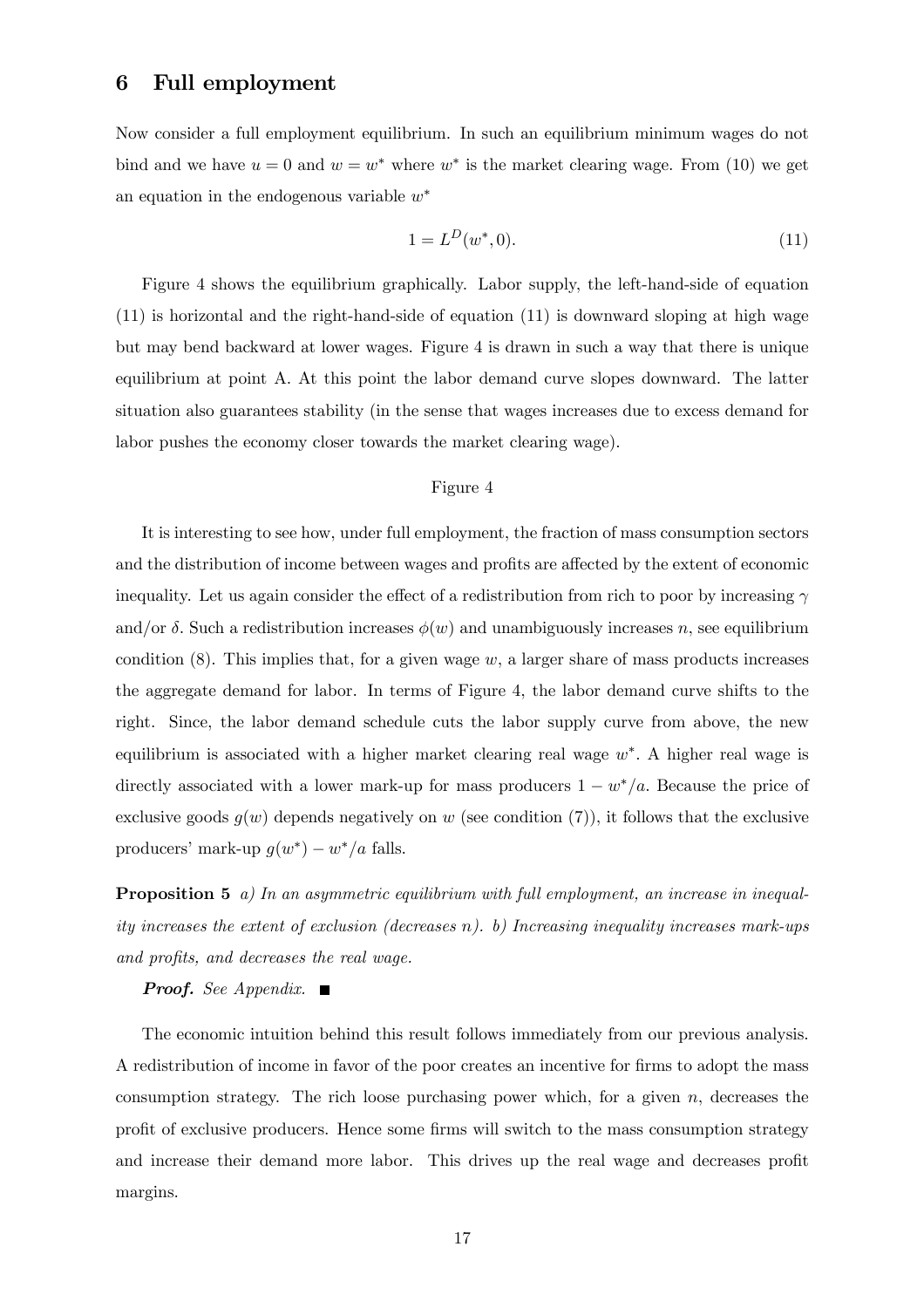## 6 Full employment

Now consider a full employment equilibrium. In such an equilibrium minimum wages do not bind and we have $u = 0$ and $w = w^*$ where $w^*$ is the market clearing wage. From (10) we get an equation in the endogenous variable $w^*$

$$1 = L^D(w^*, 0). \tag{11}$$

Figure 4 shows the equilibrium graphically. Labor supply, the left-hand-side of equation (11) is horizontal and the right-hand-side of equation (11) is downward sloping at high wage but may bend backward at lower wages. Figure 4 is drawn in such a way that there is unique equilibrium at point A. At this point the labor demand curve slopes downward. The latter situation also guarantees stability (in the sense that wages increases due to excess demand for labor pushes the economy closer towards the market clearing wage).

Figure 4

It is interesting to see how, under full employment, the fraction of mass consumption sectors and the distribution of income between wages and profits are affected by the extent of economic inequality. Let us again consider the effect of a redistribution from rich to poor by increasing $\gamma$ and/or $\delta$. Such a redistribution increases $\phi(w)$ and unambiguously increases $n$, see equilibrium condition (8). This implies that, for a given wage $w$, a larger share of mass products increases the aggregate demand for labor. In terms of Figure 4, the labor demand curve shifts to the right. Since, the labor demand schedule cuts the labor supply curve from above, the new equilibrium is associated with a higher market clearing real wage $w^*$. A higher real wage is directly associated with a lower mark-up for mass producers $1 - w^*/a$. Because the price of exclusive goods $g(w)$ depends negatively on $w$ (see condition (7)), it follows that the exclusive producers' mark-up $g(w^*) - w^*/a$ falls.

**Proposition 5** *a) In an asymmetric equilibrium with full employment, an increase in inequality increases the extent of exclusion (decreases $n$). b) Increasing inequality increases mark-ups and profits, and decreases the real wage.*

***Proof.*** *See Appendix.* ■

The economic intuition behind this result follows immediately from our previous analysis. A redistribution of income in favor of the poor creates an incentive for firms to adopt the mass consumption strategy. The rich loose purchasing power which, for a given $n$, decreases the profit of exclusive producers. Hence some firms will switch to the mass consumption strategy and increase their demand more labor. This drives up the real wage and decreases profit margins.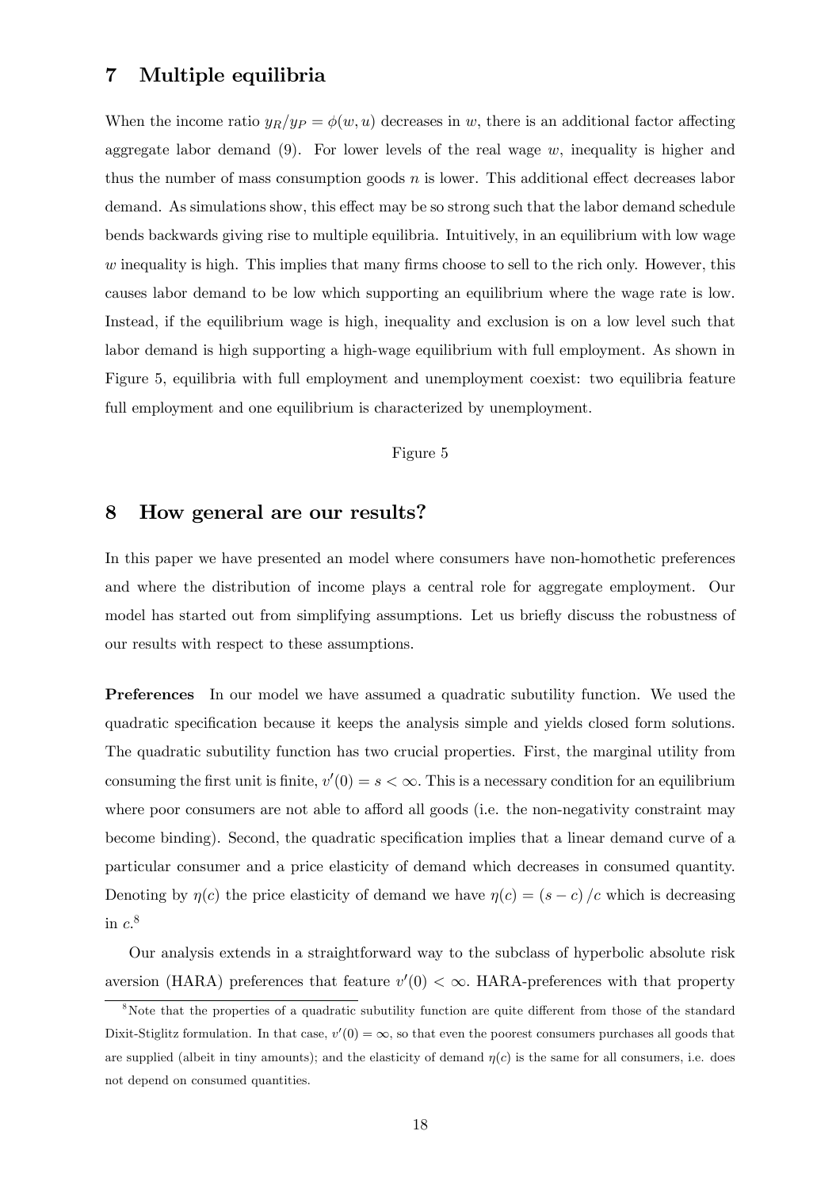## 7 Multiple equilibria

When the income ratio $y_R/y_P = \phi(w, u)$ decreases in $w$, there is an additional factor affecting aggregate labor demand (9). For lower levels of the real wage $w$, inequality is higher and thus the number of mass consumption goods $n$ is lower. This additional effect decreases labor demand. As simulations show, this effect may be so strong such that the labor demand schedule bends backwards giving rise to multiple equilibria. Intuitively, in an equilibrium with low wage $w$ inequality is high. This implies that many firms choose to sell to the rich only. However, this causes labor demand to be low which supporting an equilibrium where the wage rate is low. Instead, if the equilibrium wage is high, inequality and exclusion is on a low level such that labor demand is high supporting a high-wage equilibrium with full employment. As shown in Figure 5, equilibria with full employment and unemployment coexist: two equilibria feature full employment and one equilibrium is characterized by unemployment.

Figure 5

## 8 How general are our results?

In this paper we have presented an model where consumers have non-homothetic preferences and where the distribution of income plays a central role for aggregate employment. Our model has started out from simplifying assumptions. Let us briefly discuss the robustness of our results with respect to these assumptions.

**Preferences** In our model we have assumed a quadratic subutility function. We used the quadratic specification because it keeps the analysis simple and yields closed form solutions. The quadratic subutility function has two crucial properties. First, the marginal utility from consuming the first unit is finite, $v'(0) = s < \infty$. This is a necessary condition for an equilibrium where poor consumers are not able to afford all goods (i.e. the non-negativity constraint may become binding). Second, the quadratic specification implies that a linear demand curve of a particular consumer and a price elasticity of demand which decreases in consumed quantity. Denoting by $\eta(c)$ the price elasticity of demand we have $\eta(c) = (s - c)/c$ which is decreasing in $c$.[8]

Our analysis extends in a straightforward way to the subclass of hyperbolic absolute risk aversion (HARA) preferences that feature $v'(0) < \infty$. HARA-preferences with that property

[8] Note that the properties of a quadratic subutility function are quite different from those of the standard Dixit-Stiglitz formulation. In that case, $v'(0) = \infty$, so that even the poorest consumers purchases all goods that are supplied (albeit in tiny amounts); and the elasticity of demand $\eta(c)$ is the same for all consumers, i.e. does not depend on consumed quantities.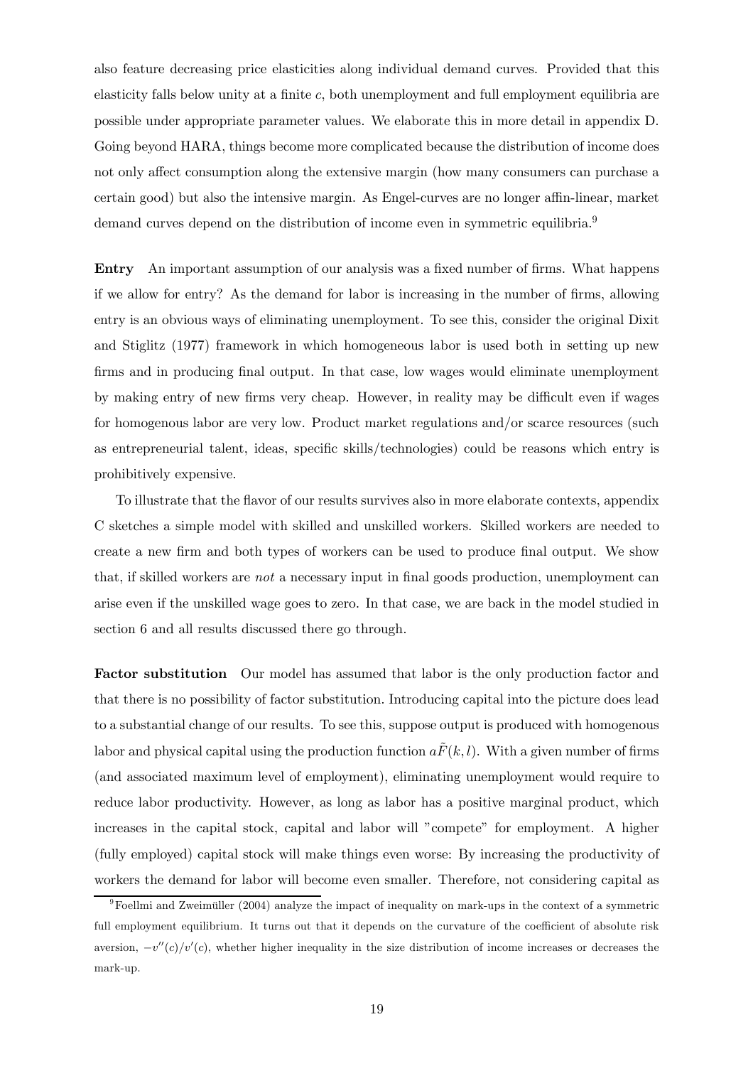also feature decreasing price elasticities along individual demand curves. Provided that this elasticity falls below unity at a finite $c$, both unemployment and full employment equilibria are possible under appropriate parameter values. We elaborate this in more detail in appendix D. Going beyond HARA, things become more complicated because the distribution of income does not only affect consumption along the extensive margin (how many consumers can purchase a certain good) but also the intensive margin. As Engel-curves are no longer affin-linear, market demand curves depend on the distribution of income even in symmetric equilibria.[9]

**Entry** An important assumption of our analysis was a fixed number of firms. What happens if we allow for entry? As the demand for labor is increasing in the number of firms, allowing entry is an obvious ways of eliminating unemployment. To see this, consider the original Dixit and Stiglitz (1977) framework in which homogeneous labor is used both in setting up new firms and in producing final output. In that case, low wages would eliminate unemployment by making entry of new firms very cheap. However, in reality may be difficult even if wages for homogenous labor are very low. Product market regulations and/or scarce resources (such as entrepreneurial talent, ideas, specific skills/technologies) could be reasons which entry is prohibitively expensive.

To illustrate that the flavor of our results survives also in more elaborate contexts, appendix C sketches a simple model with skilled and unskilled workers. Skilled workers are needed to create a new firm and both types of workers can be used to produce final output. We show that, if skilled workers are *not* a necessary input in final goods production, unemployment can arise even if the unskilled wage goes to zero. In that case, we are back in the model studied in section 6 and all results discussed there go through.

**Factor substitution** Our model has assumed that labor is the only production factor and that there is no possibility of factor substitution. Introducing capital into the picture does lead to a substantial change of our results. To see this, suppose output is produced with homogenous labor and physical capital using the production function $a\tilde{F}(k,l)$. With a given number of firms (and associated maximum level of employment), eliminating unemployment would require to reduce labor productivity. However, as long as labor has a positive marginal product, which increases in the capital stock, capital and labor will "compete" for employment. A higher (fully employed) capital stock will make things even worse: By increasing the productivity of workers the demand for labor will become even smaller. Therefore, not considering capital as

[9] Foellmi and Zweimüller (2004) analyze the impact of inequality on mark-ups in the context of a symmetric full employment equilibrium. It turns out that it depends on the curvature of the coefficient of absolute risk aversion, $-v''(c)/v'(c)$, whether higher inequality in the size distribution of income increases or decreases the mark-up.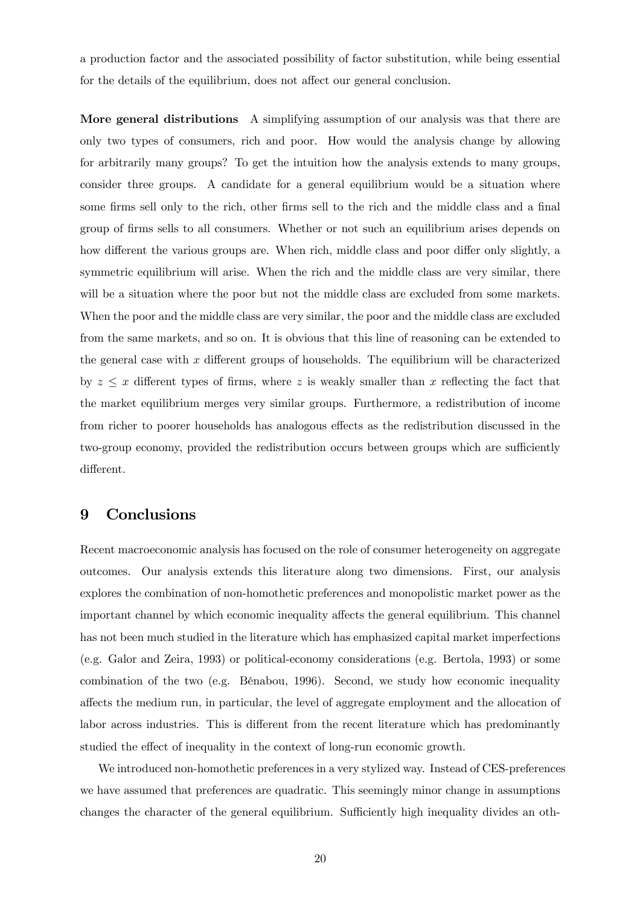a production factor and the associated possibility of factor substitution, while being essential for the details of the equilibrium, does not affect our general conclusion.

**More general distributions** A simplifying assumption of our analysis was that there are only two types of consumers, rich and poor. How would the analysis change by allowing for arbitrarily many groups? To get the intuition how the analysis extends to many groups, consider three groups. A candidate for a general equilibrium would be a situation where some firms sell only to the rich, other firms sell to the rich and the middle class and a final group of firms sells to all consumers. Whether or not such an equilibrium arises depends on how different the various groups are. When rich, middle class and poor differ only slightly, a symmetric equilibrium will arise. When the rich and the middle class are very similar, there will be a situation where the poor but not the middle class are excluded from some markets. When the poor and the middle class are very similar, the poor and the middle class are excluded from the same markets, and so on. It is obvious that this line of reasoning can be extended to the general case with $x$ different groups of households. The equilibrium will be characterized by $z \leq x$ different types of firms, where $z$ is weakly smaller than $x$ reflecting the fact that the market equilibrium merges very similar groups. Furthermore, a redistribution of income from richer to poorer households has analogous effects as the redistribution discussed in the two-group economy, provided the redistribution occurs between groups which are sufficiently different.

## 9 Conclusions

Recent macroeconomic analysis has focused on the role of consumer heterogeneity on aggregate outcomes. Our analysis extends this literature along two dimensions. First, our analysis explores the combination of non-homothetic preferences and monopolistic market power as the important channel by which economic inequality affects the general equilibrium. This channel has not been much studied in the literature which has emphasized capital market imperfections (e.g. Galor and Zeira, 1993) or political-economy considerations (e.g. Bertola, 1993) or some combination of the two (e.g. Bénabou, 1996). Second, we study how economic inequality affects the medium run, in particular, the level of aggregate employment and the allocation of labor across industries. This is different from the recent literature which has predominantly studied the effect of inequality in the context of long-run economic growth.

We introduced non-homothetic preferences in a very stylized way. Instead of CES-preferences we have assumed that preferences are quadratic. This seemingly minor change in assumptions changes the character of the general equilibrium. Sufficiently high inequality divides an oth-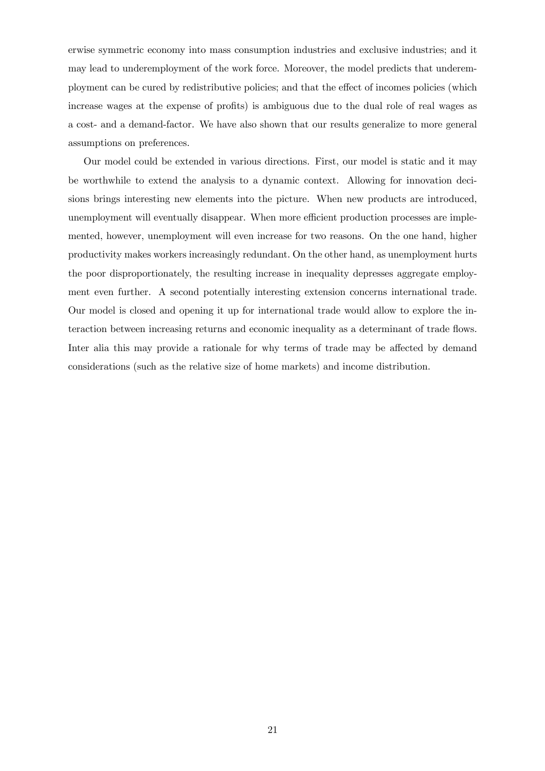erwise symmetric economy into mass consumption industries and exclusive industries; and it may lead to underemployment of the work force. Moreover, the model predicts that underemployment can be cured by redistributive policies; and that the effect of incomes policies (which increase wages at the expense of profits) is ambiguous due to the dual role of real wages as a cost- and a demand-factor. We have also shown that our results generalize to more general assumptions on preferences.

Our model could be extended in various directions. First, our model is static and it may be worthwhile to extend the analysis to a dynamic context. Allowing for innovation decisions brings interesting new elements into the picture. When new products are introduced, unemployment will eventually disappear. When more efficient production processes are implemented, however, unemployment will even increase for two reasons. On the one hand, higher productivity makes workers increasingly redundant. On the other hand, as unemployment hurts the poor disproportionately, the resulting increase in inequality depresses aggregate employment even further. A second potentially interesting extension concerns international trade. Our model is closed and opening it up for international trade would allow to explore the interaction between increasing returns and economic inequality as a determinant of trade flows. Inter alia this may provide a rationale for why terms of trade may be affected by demand considerations (such as the relative size of home markets) and income distribution.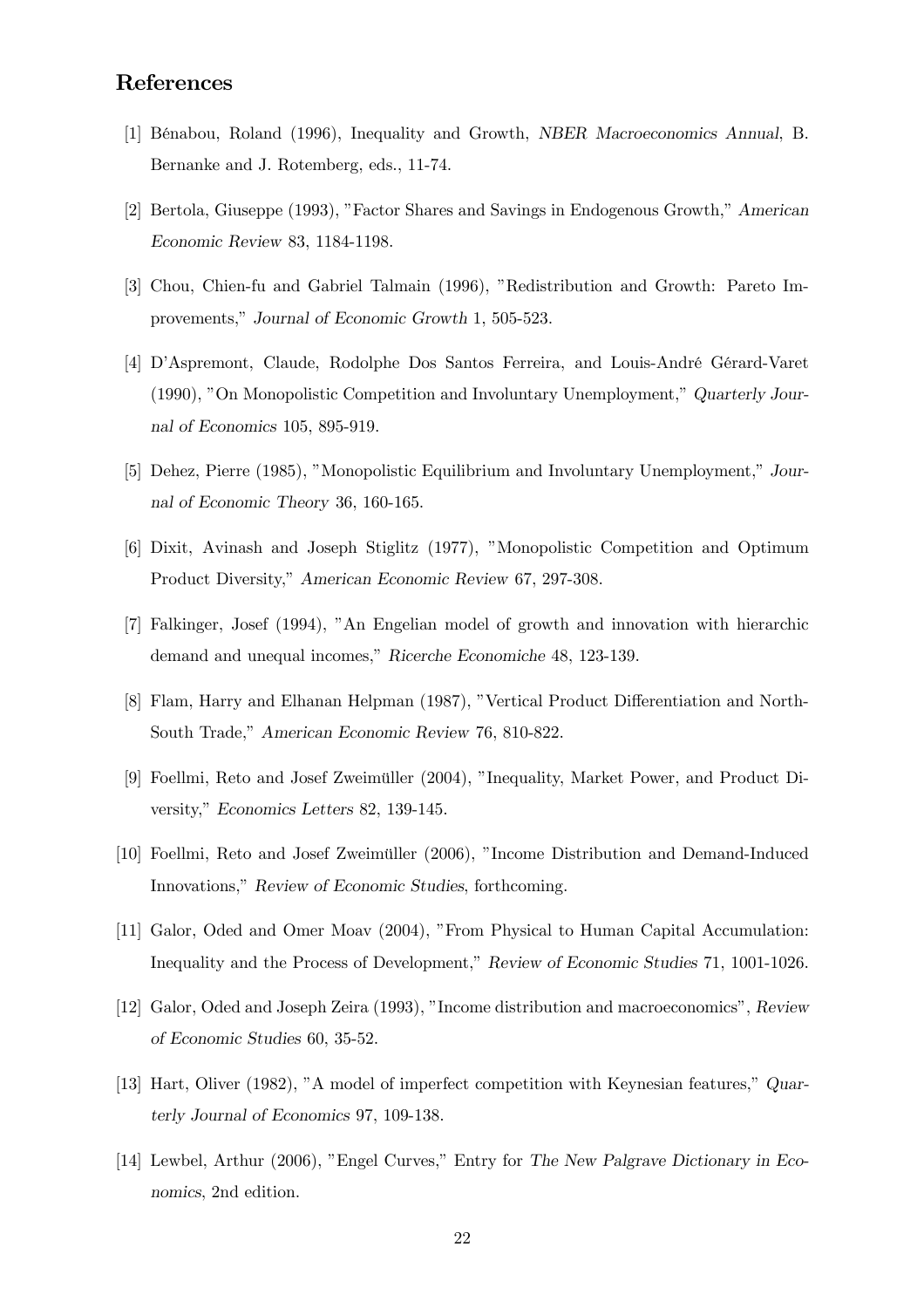## References

[1] Bénabou, Roland (1996), Inequality and Growth, *NBER Macroeconomics Annual*, B. Bernanke and J. Rotemberg, eds., 11-74.

[2] Bertola, Giuseppe (1993), "Factor Shares and Savings in Endogenous Growth," *American Economic Review* 83, 1184-1198.

[3] Chou, Chien-fu and Gabriel Talmain (1996), "Redistribution and Growth: Pareto Improvements," *Journal of Economic Growth* 1, 505-523.

[4] D'Aspremont, Claude, Rodolphe Dos Santos Ferreira, and Louis-André Gérard-Varet (1990), "On Monopolistic Competition and Involuntary Unemployment," *Quarterly Journal of Economics* 105, 895-919.

[5] Dehez, Pierre (1985), "Monopolistic Equilibrium and Involuntary Unemployment," *Journal of Economic Theory* 36, 160-165.

[6] Dixit, Avinash and Joseph Stiglitz (1977), "Monopolistic Competition and Optimum Product Diversity," *American Economic Review* 67, 297-308.

[7] Falkinger, Josef (1994), "An Engelian model of growth and innovation with hierarchic demand and unequal incomes," *Ricerche Economiche* 48, 123-139.

[8] Flam, Harry and Elhanan Helpman (1987), "Vertical Product Differentiation and North-South Trade," *American Economic Review* 76, 810-822.

[9] Foellmi, Reto and Josef Zweimüller (2004), "Inequality, Market Power, and Product Diversity," *Economics Letters* 82, 139-145.

[10] Foellmi, Reto and Josef Zweimüller (2006), "Income Distribution and Demand-Induced Innovations," *Review of Economic Studies*, forthcoming.

[11] Galor, Oded and Omer Moav (2004), "From Physical to Human Capital Accumulation: Inequality and the Process of Development," *Review of Economic Studies* 71, 1001-1026.

[12] Galor, Oded and Joseph Zeira (1993), "Income distribution and macroeconomics", *Review of Economic Studies* 60, 35-52.

[13] Hart, Oliver (1982), "A model of imperfect competition with Keynesian features," *Quarterly Journal of Economics* 97, 109-138.

[14] Lewbel, Arthur (2006), "Engel Curves," Entry for *The New Palgrave Dictionary in Economics*, 2nd edition.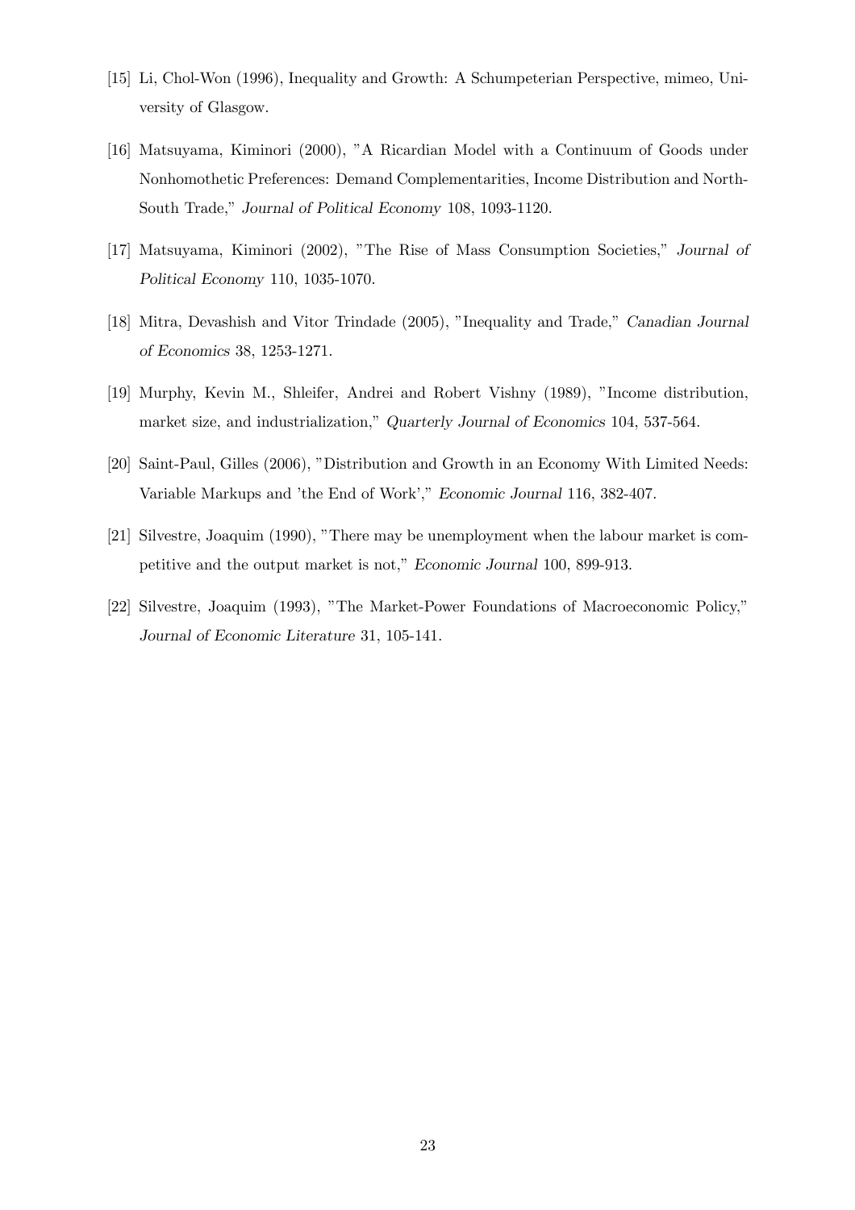[15] Li, Chol-Won (1996), Inequality and Growth: A Schumpeterian Perspective, mimeo, University of Glasgow.

[16] Matsuyama, Kiminori (2000), "A Ricardian Model with a Continuum of Goods under Nonhomothetic Preferences: Demand Complementarities, Income Distribution and North-South Trade," *Journal of Political Economy* 108, 1093-1120.

[17] Matsuyama, Kiminori (2002), "The Rise of Mass Consumption Societies," *Journal of Political Economy* 110, 1035-1070.

[18] Mitra, Devashish and Vitor Trindade (2005), "Inequality and Trade," *Canadian Journal of Economics* 38, 1253-1271.

[19] Murphy, Kevin M., Shleifer, Andrei and Robert Vishny (1989), "Income distribution, market size, and industrialization," *Quarterly Journal of Economics* 104, 537-564.

[20] Saint-Paul, Gilles (2006), "Distribution and Growth in an Economy With Limited Needs: Variable Markups and 'the End of Work'," *Economic Journal* 116, 382-407.

[21] Silvestre, Joaquim (1990), "There may be unemployment when the labour market is competitive and the output market is not," *Economic Journal* 100, 899-913.

[22] Silvestre, Joaquim (1993), "The Market-Power Foundations of Macroeconomic Policy," *Journal of Economic Literature* 31, 105-141.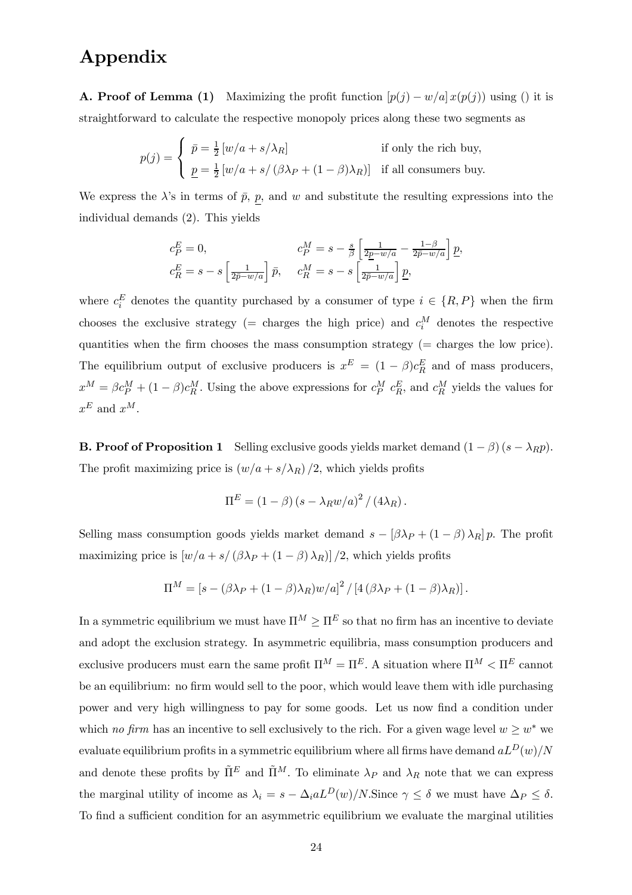# Appendix

**A. Proof of Lemma (1)** Maximizing the profit function $[p(j) - w/a]\, x(p(j))$ using () it is straightforward to calculate the respective monopoly prices along these two segments as

$$p(j) = \begin{cases} \bar{p} = \frac{1}{2}\left[w/a + s/\lambda_R\right] & \text{if only the rich buy,} \\ \underline{p} = \frac{1}{2}\left[w/a + s/\left(\beta\lambda_P + (1-\beta)\lambda_R\right)\right] & \text{if all consumers buy.} \end{cases}$$

We express the $\lambda$'s in terms of $\bar{p}$, $\underline{p}$, and $w$ and substitute the resulting expressions into the individual demands (2). This yields

$$c_P^E = 0, \qquad c_P^M = s - \frac{s}{\beta}\left[\frac{1}{2\underline{p} - w/a} - \frac{1-\beta}{2\bar{p} - w/a}\right]\underline{p},$$
$$c_R^E = s - s\left[\frac{1}{2\bar{p} - w/a}\right]\bar{p}, \qquad c_R^M = s - s\left[\frac{1}{2\bar{p} - w/a}\right]\underline{p},$$

where $c_i^E$ denotes the quantity purchased by a consumer of type $i \in \{R, P\}$ when the firm chooses the exclusive strategy (= charges the high price) and $c_i^M$ denotes the respective quantities when the firm chooses the mass consumption strategy (= charges the low price). The equilibrium output of exclusive producers is $x^E = (1-\beta)c_R^E$ and of mass producers, $x^M = \beta c_P^M + (1-\beta)c_R^M$. Using the above expressions for $c_P^M$ $c_R^E$, and $c_R^M$ yields the values for $x^E$ and $x^M$.

**B. Proof of Proposition 1** Selling exclusive goods yields market demand $(1-\beta)(s - \lambda_R p)$. The profit maximizing price is $(w/a + s/\lambda_R)/2$, which yields profits

$$\Pi^E = (1-\beta)\left(s - \lambda_R w/a\right)^2 / \left(4\lambda_R\right).$$

Selling mass consumption goods yields market demand $s - \left[\beta\lambda_P + (1-\beta)\lambda_R\right]p$. The profit maximizing price is $\left[w/a + s/\left(\beta\lambda_P + (1-\beta)\lambda_R\right)\right]/2$, which yields profits

$$\Pi^M = \left[s - (\beta\lambda_P + (1-\beta)\lambda_R)w/a\right]^2 / \left[4\left(\beta\lambda_P + (1-\beta)\lambda_R\right)\right].$$

In a symmetric equilibrium we must have $\Pi^M \geq \Pi^E$ so that no firm has an incentive to deviate and adopt the exclusion strategy. In asymmetric equilibria, mass consumption producers and exclusive producers must earn the same profit $\Pi^M = \Pi^E$. A situation where $\Pi^M < \Pi^E$ cannot be an equilibrium: no firm would sell to the poor, which would leave them with idle purchasing power and very high willingness to pay for some goods. Let us now find a condition under which *no firm* has an incentive to sell exclusively to the rich. For a given wage level $w \geq w^*$ we evaluate equilibrium profits in a symmetric equilibrium where all firms have demand $aL^D(w)/N$ and denote these profits by $\tilde{\Pi}^E$ and $\tilde{\Pi}^M$. To eliminate $\lambda_P$ and $\lambda_R$ note that we can express the marginal utility of income as $\lambda_i = s - \Delta_i aL^D(w)/N$.Since $\gamma \leq \delta$ we must have $\Delta_P \leq \delta$. To find a sufficient condition for an asymmetric equilibrium we evaluate the marginal utilities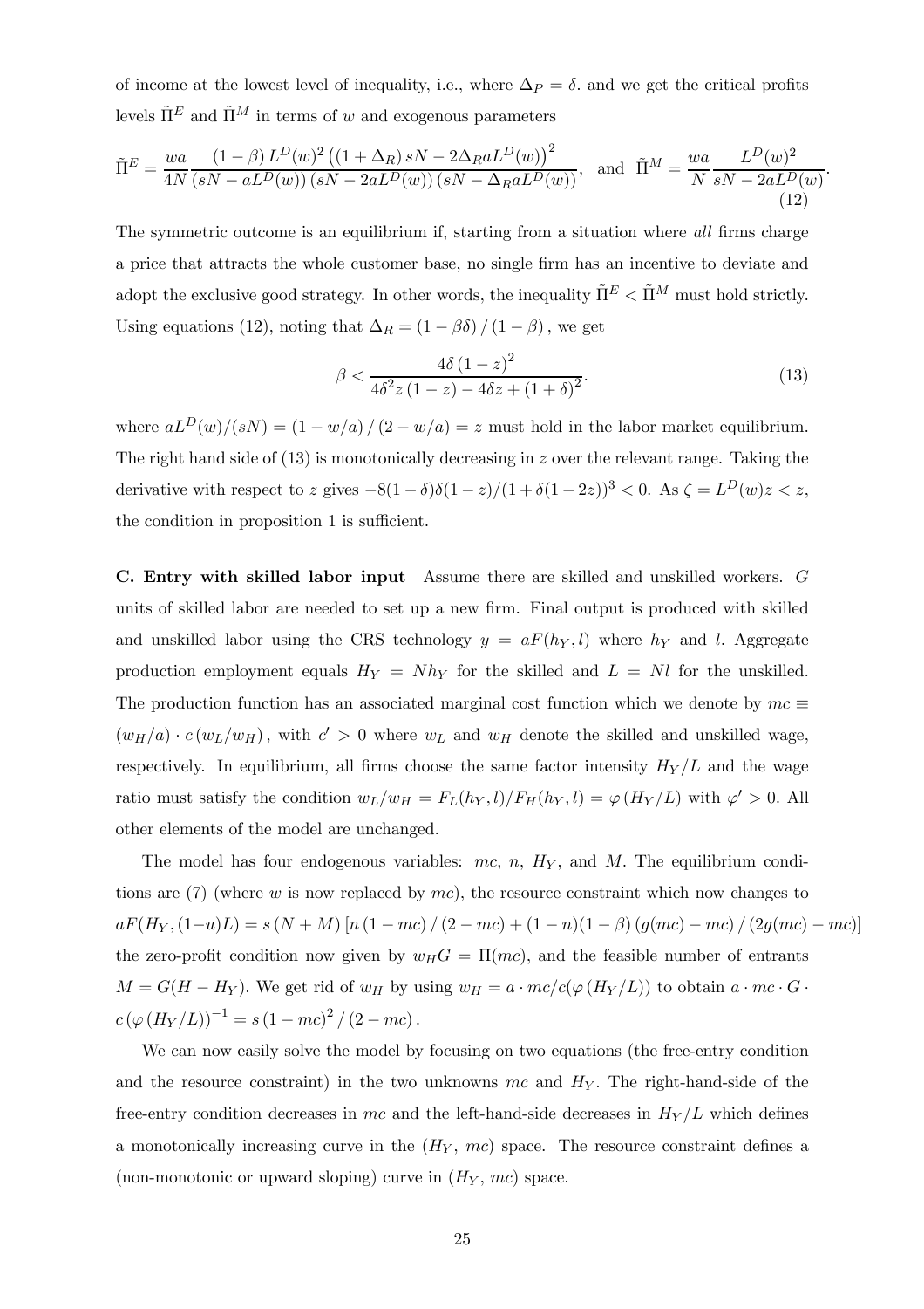of income at the lowest level of inequality, i.e., where $\Delta_P = \delta$. and we get the critical profits levels $\tilde{\Pi}^E$ and $\tilde{\Pi}^M$ in terms of $w$ and exogenous parameters

$$\tilde{\Pi}^E = \frac{wa}{4N} \frac{(1-\beta) L^D(w)^2 \left((1+\Delta_R) sN - 2\Delta_R a L^D(w)\right)^2}{(sN - aL^D(w))(sN - 2aL^D(w))(sN - \Delta_R a L^D(w))}, \text{ and } \tilde{\Pi}^M = \frac{wa}{N} \frac{L^D(w)^2}{sN - 2aL^D(w)}. \tag{12}$$

The symmetric outcome is an equilibrium if, starting from a situation where *all* firms charge a price that attracts the whole customer base, no single firm has an incentive to deviate and adopt the exclusive good strategy. In other words, the inequality $\tilde{\Pi}^E < \tilde{\Pi}^M$ must hold strictly. Using equations (12), noting that $\Delta_R = (1-\beta\delta)/(1-\beta)$, we get

$$\beta < \frac{4\delta (1-z)^2}{4\delta^2 z (1-z) - 4\delta z + (1+\delta)^2}. \tag{13}$$

where $aL^D(w)/(sN) = (1 - w/a)/(2 - w/a) = z$ must hold in the labor market equilibrium. The right hand side of (13) is monotonically decreasing in $z$ over the relevant range. Taking the derivative with respect to $z$ gives $-8(1-\delta)\delta(1-z)/(1+\delta(1-2z))^3 < 0$. As $\zeta = L^D(w)z < z$, the condition in proposition 1 is sufficient.

**C. Entry with skilled labor input** Assume there are skilled and unskilled workers. $G$ units of skilled labor are needed to set up a new firm. Final output is produced with skilled and unskilled labor using the CRS technology $y = aF(h_Y, l)$ where $h_Y$ and $l$. Aggregate production employment equals $H_Y = Nh_Y$ for the skilled and $L = Nl$ for the unskilled. The production function has an associated marginal cost function which we denote by $mc \equiv (w_H/a) \cdot c(w_L/w_H)$, with $c' > 0$ where $w_L$ and $w_H$ denote the skilled and unskilled wage, respectively. In equilibrium, all firms choose the same factor intensity $H_Y/L$ and the wage ratio must satisfy the condition $w_L/w_H = F_L(h_Y, l)/F_H(h_Y, l) = \varphi(H_Y/L)$ with $\varphi' > 0$. All other elements of the model are unchanged.

The model has four endogenous variables: $mc$, $n$, $H_Y$, and $M$. The equilibrium conditions are (7) (where $w$ is now replaced by $mc$), the resource constraint which now changes to $aF(H_Y, (1-u)L) = s(N+M)\left[n(1-mc)/(2-mc) + (1-n)(1-\beta)(g(mc) - mc)/(2g(mc) - mc)\right]$ the zero-profit condition now given by $w_H G = \Pi(mc)$, and the feasible number of entrants $M = G(H - H_Y)$. We get rid of $w_H$ by using $w_H = a \cdot mc / c(\varphi(H_Y/L))$ to obtain $a \cdot mc \cdot G \cdot c(\varphi(H_Y/L))^{-1} = s(1-mc)^2/(2-mc)$.

We can now easily solve the model by focusing on two equations (the free-entry condition and the resource constraint) in the two unknowns $mc$ and $H_Y$. The right-hand-side of the free-entry condition decreases in $mc$ and the left-hand-side decreases in $H_Y/L$ which defines a monotonically increasing curve in the $(H_Y, mc)$ space. The resource constraint defines a (non-monotonic or upward sloping) curve in $(H_Y, mc)$ space.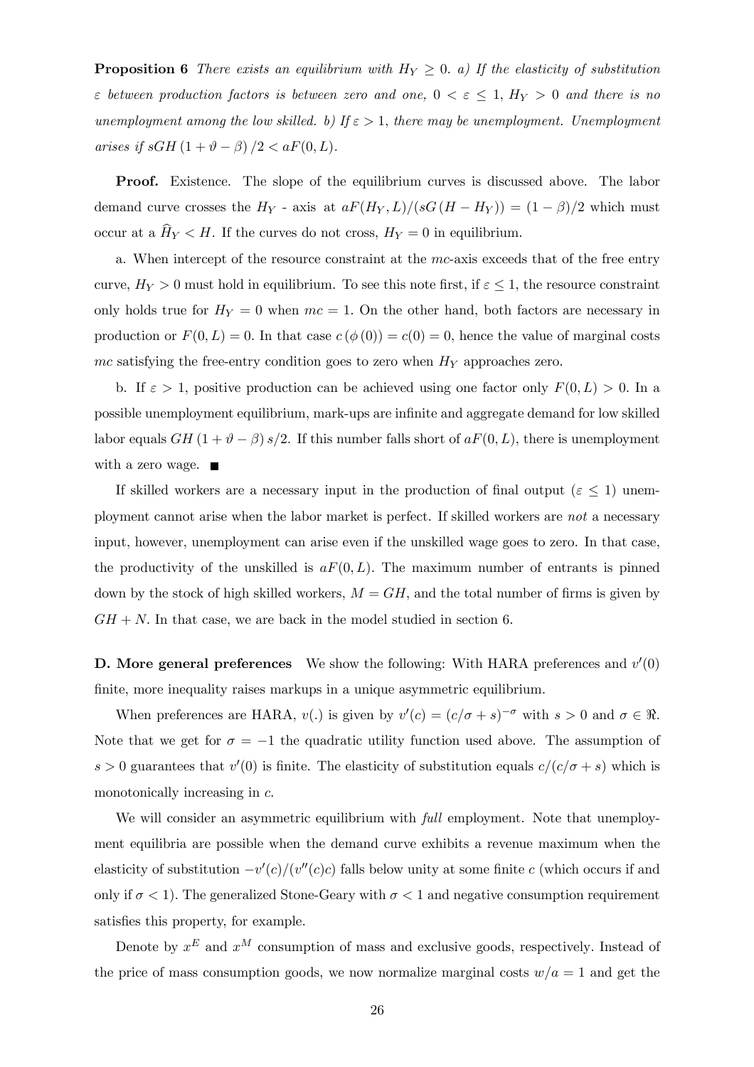**Proposition 6** *There exists an equilibrium with $H_Y \geq 0$. a) If the elasticity of substitution $\varepsilon$ between production factors is between zero and one, $0 < \varepsilon \leq 1$, $H_Y > 0$ and there is no unemployment among the low skilled. b) If $\varepsilon > 1$, there may be unemployment. Unemployment arises if $sGH(1 + \vartheta - \beta)/2 < aF(0, L)$.*

**Proof.** Existence. The slope of the equilibrium curves is discussed above. The labor demand curve crosses the $H_Y$ - axis at $aF(H_Y, L)/(sG(H - H_Y)) = (1 - \beta)/2$ which must occur at a $\widehat{H}_Y < H$. If the curves do not cross, $H_Y = 0$ in equilibrium.

a. When intercept of the resource constraint at the $mc$-axis exceeds that of the free entry curve, $H_Y > 0$ must hold in equilibrium. To see this note first, if $\varepsilon \leq 1$, the resource constraint only holds true for $H_Y = 0$ when $mc = 1$. On the other hand, both factors are necessary in production or $F(0, L) = 0$. In that case $c(\phi(0)) = c(0) = 0$, hence the value of marginal costs $mc$ satisfying the free-entry condition goes to zero when $H_Y$ approaches zero.

b. If $\varepsilon > 1$, positive production can be achieved using one factor only $F(0, L) > 0$. In a possible unemployment equilibrium, mark-ups are infinite and aggregate demand for low skilled labor equals $GH(1 + \vartheta - \beta)s/2$. If this number falls short of $aF(0, L)$, there is unemployment with a zero wage. ■

If skilled workers are a necessary input in the production of final output ($\varepsilon \leq 1$) unemployment cannot arise when the labor market is perfect. If skilled workers are *not* a necessary input, however, unemployment can arise even if the unskilled wage goes to zero. In that case, the productivity of the unskilled is $aF(0, L)$. The maximum number of entrants is pinned down by the stock of high skilled workers, $M = GH$, and the total number of firms is given by $GH + N$. In that case, we are back in the model studied in section 6.

**D. More general preferences** We show the following: With HARA preferences and $v'(0)$ finite, more inequality raises markups in a unique asymmetric equilibrium.

When preferences are HARA, $v(.)$ is given by $v'(c) = (c/\sigma + s)^{-\sigma}$ with $s > 0$ and $\sigma \in \Re$. Note that we get for $\sigma = -1$ the quadratic utility function used above. The assumption of $s > 0$ guarantees that $v'(0)$ is finite. The elasticity of substitution equals $c/(c/\sigma + s)$ which is monotonically increasing in $c$.

We will consider an asymmetric equilibrium with *full* employment. Note that unemployment equilibria are possible when the demand curve exhibits a revenue maximum when the elasticity of substitution $-v'(c)/(v''(c)c)$ falls below unity at some finite $c$ (which occurs if and only if $\sigma < 1$). The generalized Stone-Geary with $\sigma < 1$ and negative consumption requirement satisfies this property, for example.

Denote by $x^E$ and $x^M$ consumption of mass and exclusive goods, respectively. Instead of the price of mass consumption goods, we now normalize marginal costs $w/a = 1$ and get the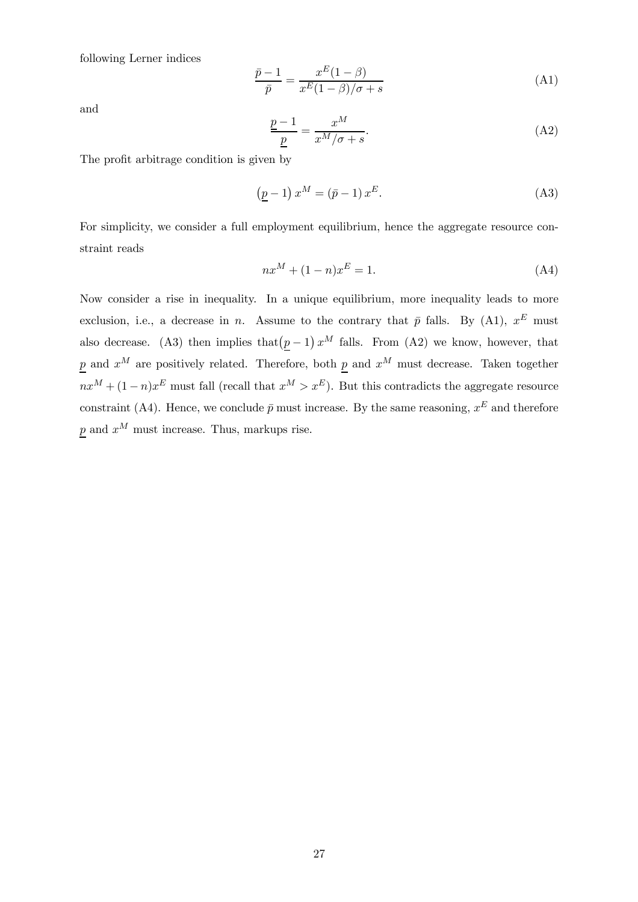following Lerner indices

$$\frac{\bar{p}-1}{\bar{p}} = \frac{x^E(1-\beta)}{x^E(1-\beta)/\sigma + s} \tag{A1}$$

and

$$\frac{\underline{p}-1}{\underline{p}} = \frac{x^M}{x^M/\sigma + s}. \tag{A2}$$

The profit arbitrage condition is given by

$$\left(\underline{p}-1\right) x^M = \left(\bar{p}-1\right) x^E. \tag{A3}$$

For simplicity, we consider a full employment equilibrium, hence the aggregate resource constraint reads

$$nx^M + (1-n)x^E = 1. \tag{A4}$$

Now consider a rise in inequality. In a unique equilibrium, more inequality leads to more exclusion, i.e., a decrease in $n$. Assume to the contrary that $\bar{p}$ falls. By (A1), $x^E$ must also decrease. (A3) then implies that$\left(\underline{p}-1\right) x^M$ falls. From (A2) we know, however, that $\underline{p}$ and $x^M$ are positively related. Therefore, both $\underline{p}$ and $x^M$ must decrease. Taken together $nx^M + (1-n)x^E$ must fall (recall that $x^M > x^E$). But this contradicts the aggregate resource constraint (A4). Hence, we conclude $\bar{p}$ must increase. By the same reasoning, $x^E$ and therefore $\underline{p}$ and $x^M$ must increase. Thus, markups rise.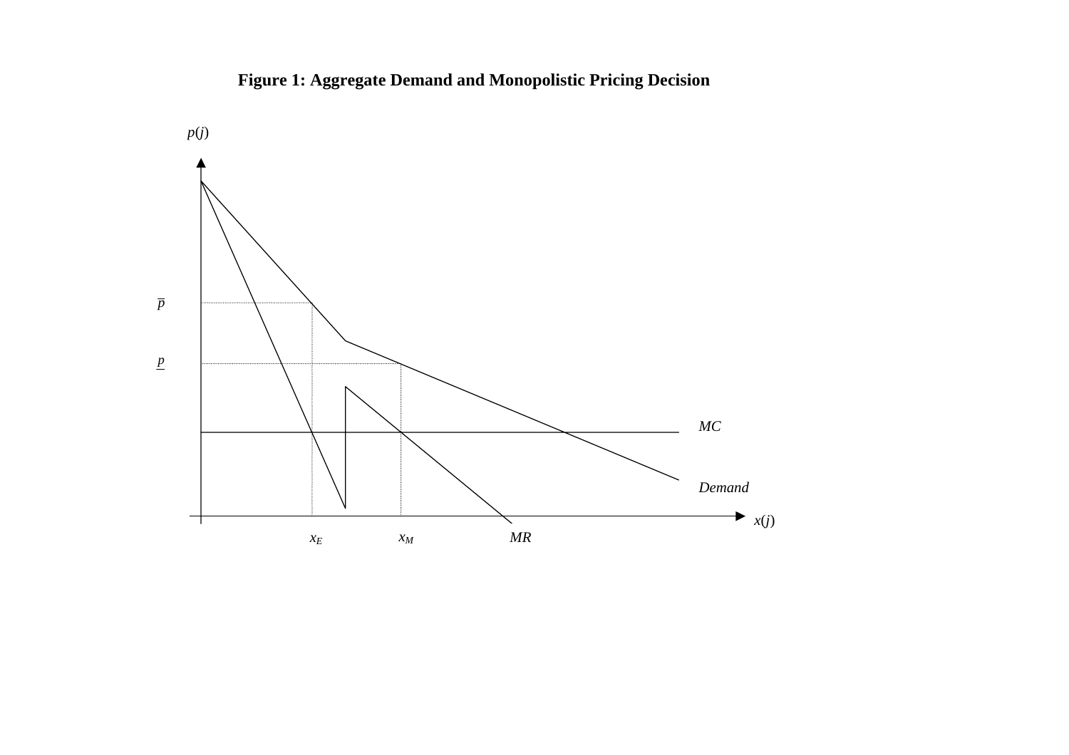**Figure 1: Aggregate Demand and Monopolistic Pricing Decision**

$p(j)$

$\overline{p}$

$\underline{p}$

MC

Demand

$x(j)$

$x_E$ $x_M$ MR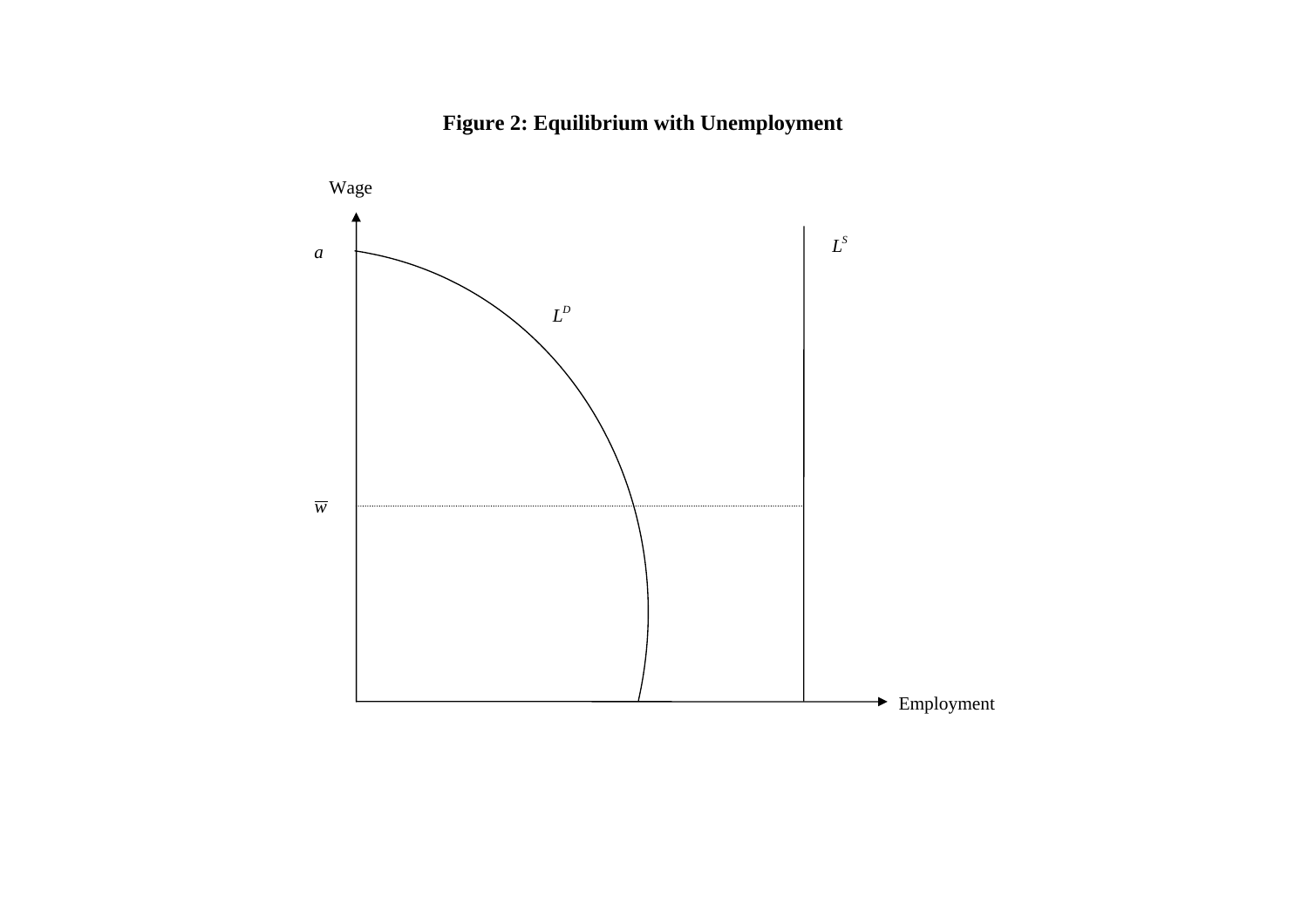**Figure 2: Equilibrium with Unemployment**

Wage

$a$

$L^D$

$L^S$

$\overline{w}$

Employment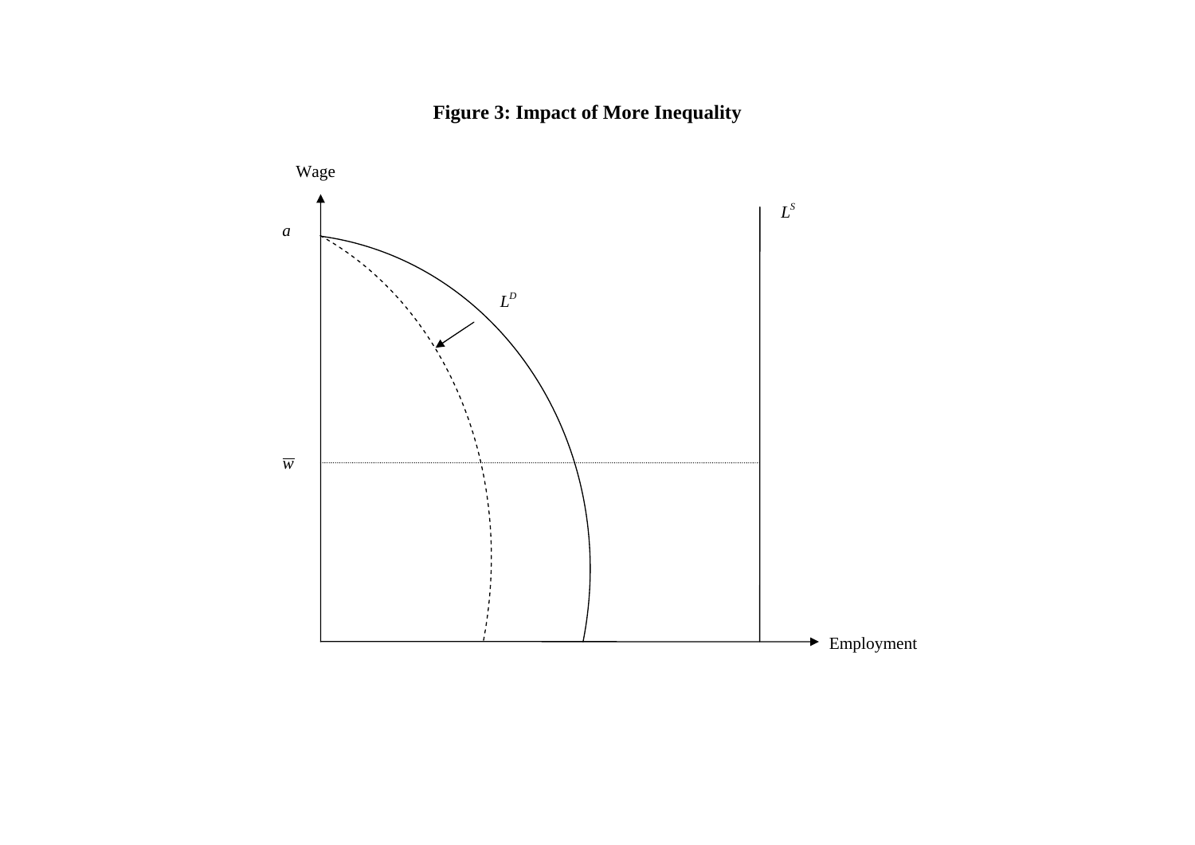**Figure 3: Impact of More Inequality**

Wage

$L^S$

$a$

$L^D$

$\overline{w}$

Employment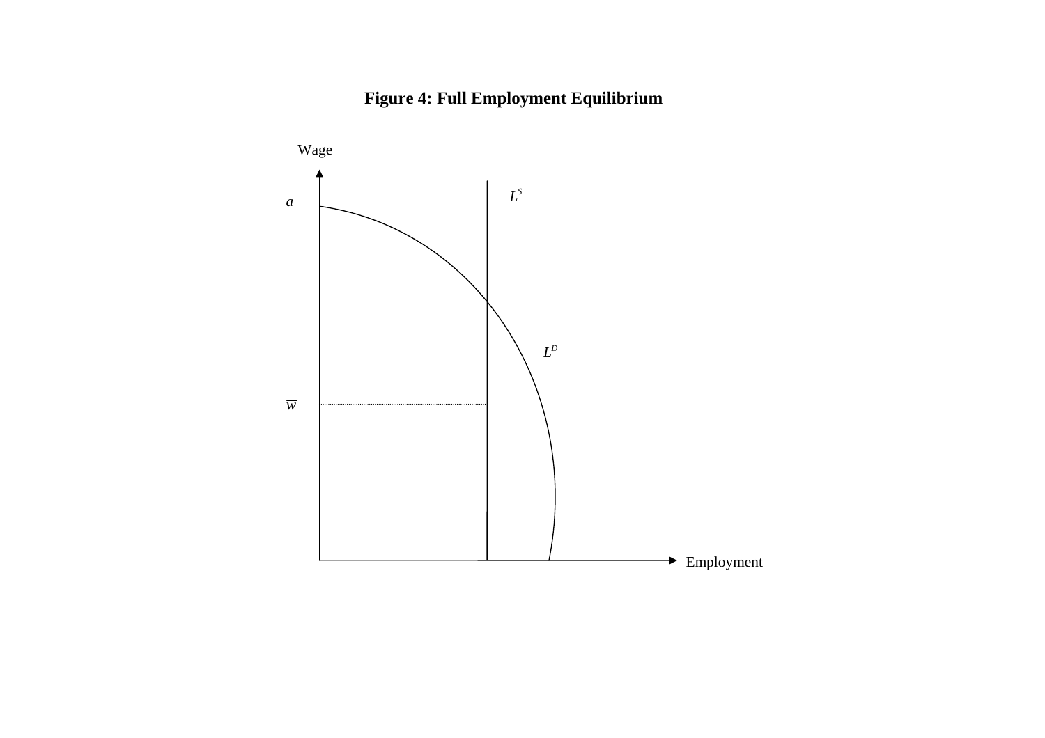**Figure 4: Full Employment Equilibrium**

Wage

$a$

$L^S$

$L^D$

$\overline{w}$

Employment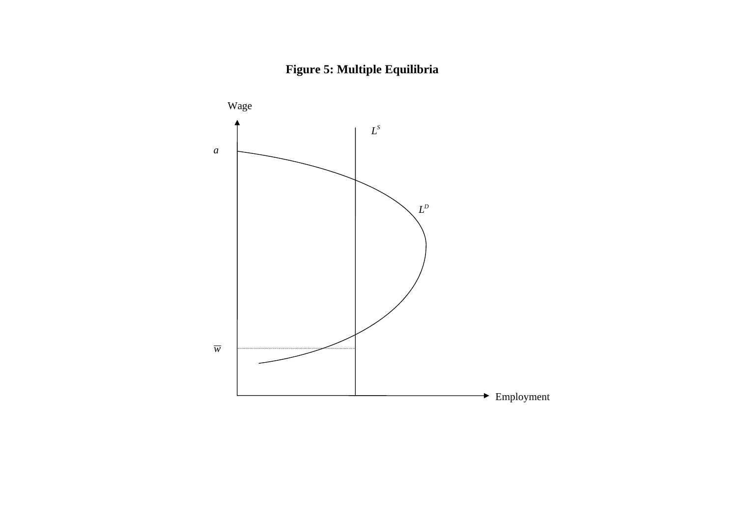**Figure 5: Multiple Equilibria**

Wage

$a$

$L^S$

$L^D$

$\overline{w}$

Employment